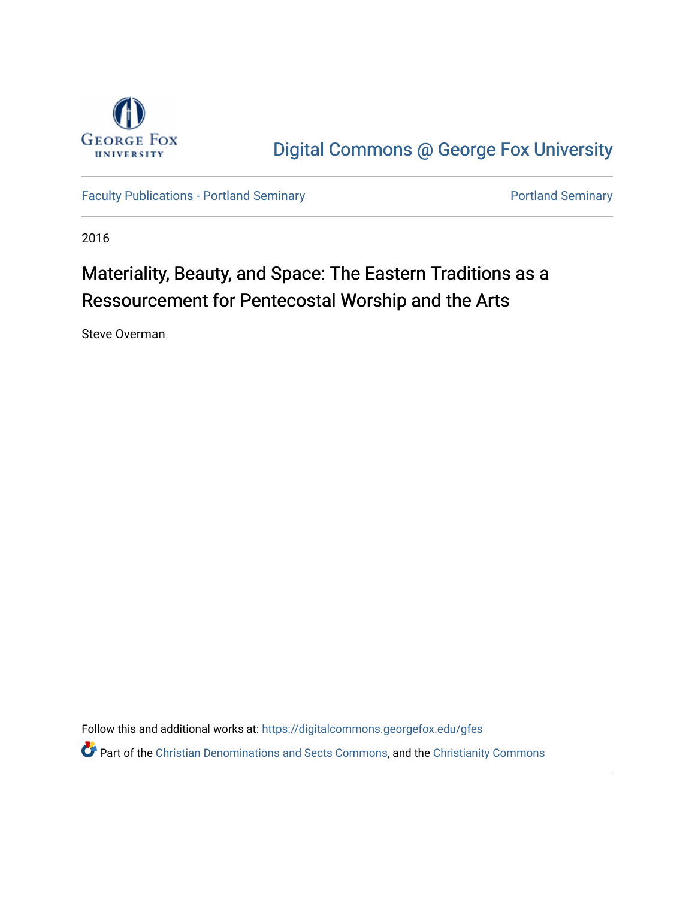George Fox University

Digital Commons @ George Fox University

Faculty Publications - Portland Seminary | Portland Seminary

2016

# Materiality, Beauty, and Space: The Eastern Traditions as a Ressourcement for Pentecostal Worship and the Arts

Steve Overman

Follow this and additional works at: https://digitalcommons.georgefox.edu/gfes

Part of the Christian Denominations and Sects Commons, and the Christianity Commons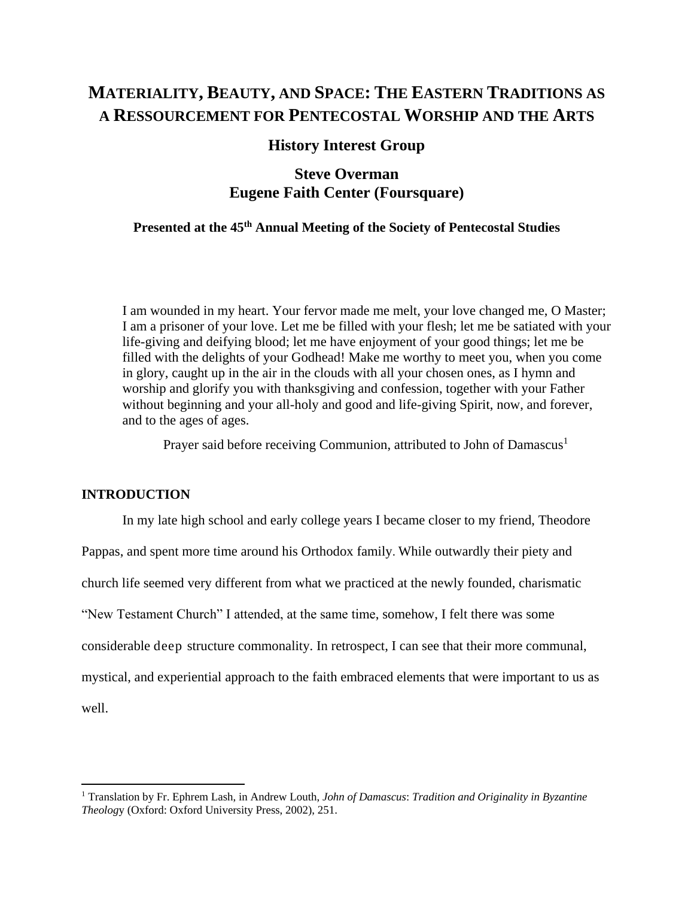# MATERIALITY, BEAUTY, AND SPACE: THE EASTERN TRADITIONS AS A RESSOURCEMENT FOR PENTECOSTAL WORSHIP AND THE ARTS

## History Interest Group

## Steve Overman
## Eugene Faith Center (Foursquare)

**Presented at the 45th Annual Meeting of the Society of Pentecostal Studies**

> I am wounded in my heart. Your fervor made me melt, your love changed me, O Master; I am a prisoner of your love. Let me be filled with your flesh; let me be satiated with your life-giving and deifying blood; let me have enjoyment of your good things; let me be filled with the delights of your Godhead! Make me worthy to meet you, when you come in glory, caught up in the air in the clouds with all your chosen ones, as I hymn and worship and glorify you with thanksgiving and confession, together with your Father without beginning and your all-holy and good and life-giving Spirit, now, and forever, and to the ages of ages.
>
> Prayer said before receiving Communion, attributed to John of Damascus[1]

**INTRODUCTION**

In my late high school and early college years I became closer to my friend, Theodore Pappas, and spent more time around his Orthodox family. While outwardly their piety and church life seemed very different from what we practiced at the newly founded, charismatic "New Testament Church" I attended, at the same time, somehow, I felt there was some considerable deep structure commonality. In retrospect, I can see that their more communal, mystical, and experiential approach to the faith embraced elements that were important to us as well.

---

[1] Translation by Fr. Ephrem Lash, in Andrew Louth, *John of Damascus*: *Tradition and Originality in Byzantine Theology* (Oxford: Oxford University Press, 2002), 251.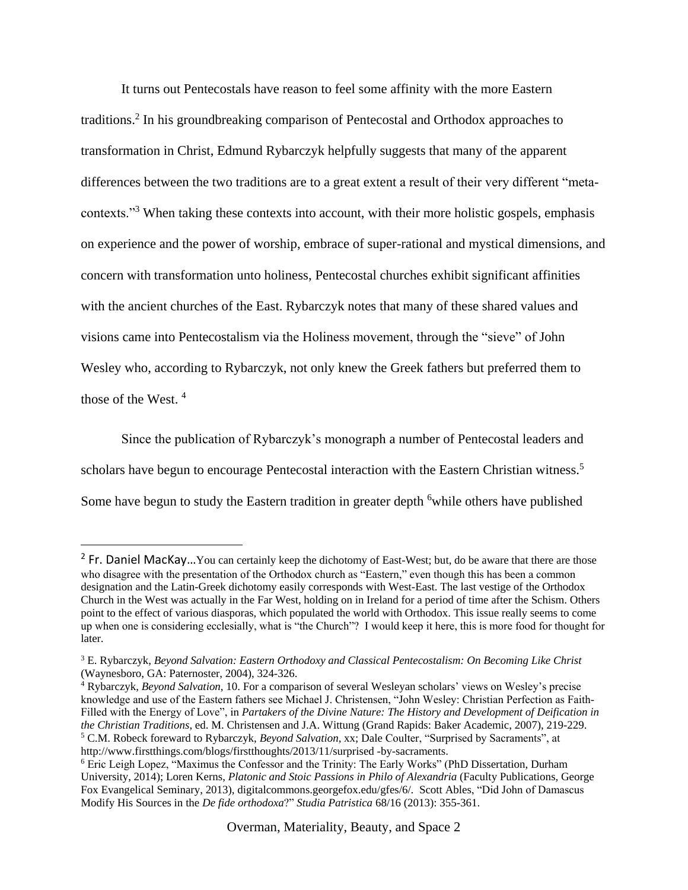It turns out Pentecostals have reason to feel some affinity with the more Eastern traditions.[2] In his groundbreaking comparison of Pentecostal and Orthodox approaches to transformation in Christ, Edmund Rybarczyk helpfully suggests that many of the apparent differences between the two traditions are to a great extent a result of their very different "meta-contexts."[3] When taking these contexts into account, with their more holistic gospels, emphasis on experience and the power of worship, embrace of super-rational and mystical dimensions, and concern with transformation unto holiness, Pentecostal churches exhibit significant affinities with the ancient churches of the East. Rybarczyk notes that many of these shared values and visions came into Pentecostalism via the Holiness movement, through the "sieve" of John Wesley who, according to Rybarczyk, not only knew the Greek fathers but preferred them to those of the West. [4]

Since the publication of Rybarczyk's monograph a number of Pentecostal leaders and scholars have begun to encourage Pentecostal interaction with the Eastern Christian witness.[5] Some have begun to study the Eastern tradition in greater depth [6]while others have published

---

[2] Fr. Daniel MacKay…You can certainly keep the dichotomy of East-West; but, do be aware that there are those who disagree with the presentation of the Orthodox church as "Eastern," even though this has been a common designation and the Latin-Greek dichotomy easily corresponds with West-East. The last vestige of the Orthodox Church in the West was actually in the Far West, holding on in Ireland for a period of time after the Schism. Others point to the effect of various diasporas, which populated the world with Orthodox. This issue really seems to come up when one is considering ecclesially, what is "the Church"? I would keep it here, this is more food for thought for later.

[3] E. Rybarczyk, *Beyond Salvation: Eastern Orthodoxy and Classical Pentecostalism: On Becoming Like Christ* (Waynesboro, GA: Paternoster, 2004), 324-326.

[4] Rybarczyk, *Beyond Salvation*, 10. For a comparison of several Wesleyan scholars' views on Wesley's precise knowledge and use of the Eastern fathers see Michael J. Christensen, "John Wesley: Christian Perfection as Faith-Filled with the Energy of Love", in *Partakers of the Divine Nature: The History and Development of Deification in the Christian Traditions*, ed. M. Christensen and J.A. Wittung (Grand Rapids: Baker Academic, 2007), 219-229.

[5] C.M. Robeck foreward to Rybarczyk, *Beyond Salvation*, xx; Dale Coulter, "Surprised by Sacraments", at http://www.firstthings.com/blogs/firstthoughts/2013/11/surprised -by-sacraments.

[6] Eric Leigh Lopez, "Maximus the Confessor and the Trinity: The Early Works" (PhD Dissertation, Durham University, 2014); Loren Kerns, *Platonic and Stoic Passions in Philo of Alexandria* (Faculty Publications, George Fox Evangelical Seminary, 2013), digitalcommons.georgefox.edu/gfes/6/. Scott Ables, "Did John of Damascus Modify His Sources in the *De fide orthodoxa*?" *Studia Patristica* 68/16 (2013): 355-361.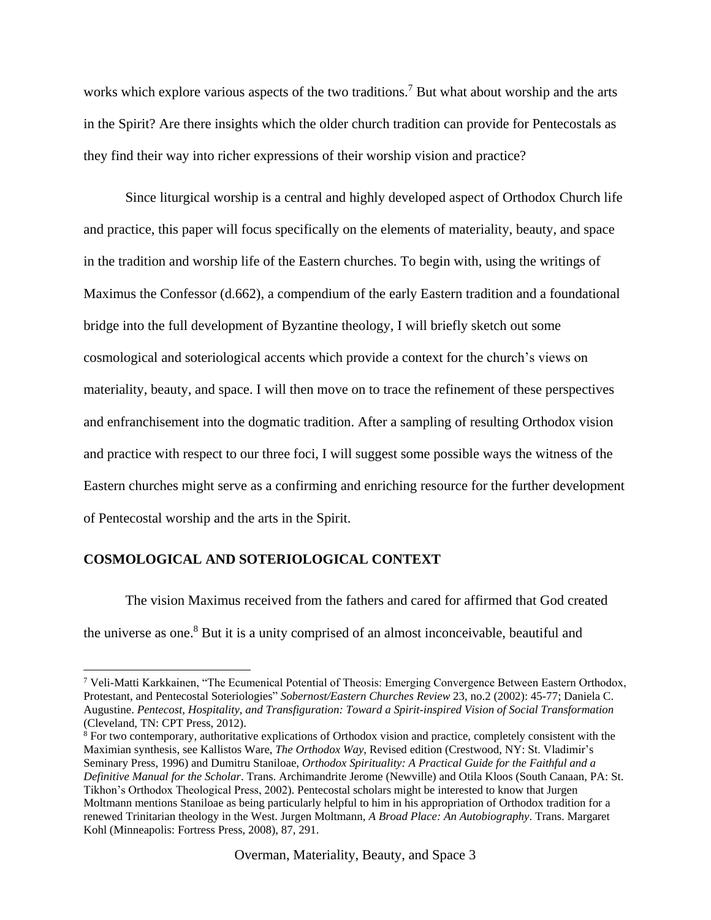works which explore various aspects of the two traditions.[7] But what about worship and the arts in the Spirit? Are there insights which the older church tradition can provide for Pentecostals as they find their way into richer expressions of their worship vision and practice?

Since liturgical worship is a central and highly developed aspect of Orthodox Church life and practice, this paper will focus specifically on the elements of materiality, beauty, and space in the tradition and worship life of the Eastern churches. To begin with, using the writings of Maximus the Confessor (d.662), a compendium of the early Eastern tradition and a foundational bridge into the full development of Byzantine theology, I will briefly sketch out some cosmological and soteriological accents which provide a context for the church's views on materiality, beauty, and space. I will then move on to trace the refinement of these perspectives and enfranchisement into the dogmatic tradition. After a sampling of resulting Orthodox vision and practice with respect to our three foci, I will suggest some possible ways the witness of the Eastern churches might serve as a confirming and enriching resource for the further development of Pentecostal worship and the arts in the Spirit.

## COSMOLOGICAL AND SOTERIOLOGICAL CONTEXT

The vision Maximus received from the fathers and cared for affirmed that God created the universe as one.[8] But it is a unity comprised of an almost inconceivable, beautiful and

---

[7] Veli-Matti Karkkainen, "The Ecumenical Potential of Theosis: Emerging Convergence Between Eastern Orthodox, Protestant, and Pentecostal Soteriologies" *Sobernost/Eastern Churches Review* 23, no.2 (2002): 45-77; Daniela C. Augustine. *Pentecost, Hospitality, and Transfiguration: Toward a Spirit-inspired Vision of Social Transformation* (Cleveland, TN: CPT Press, 2012).

[8] For two contemporary, authoritative explications of Orthodox vision and practice, completely consistent with the Maximian synthesis, see Kallistos Ware, *The Orthodox Way*, Revised edition (Crestwood, NY: St. Vladimir's Seminary Press, 1996) and Dumitru Staniloae, *Orthodox Spirituality: A Practical Guide for the Faithful and a Definitive Manual for the Scholar*. Trans. Archimandrite Jerome (Newville) and Otila Kloos (South Canaan, PA: St. Tikhon's Orthodox Theological Press, 2002). Pentecostal scholars might be interested to know that Jurgen Moltmann mentions Staniloae as being particularly helpful to him in his appropriation of Orthodox tradition for a renewed Trinitarian theology in the West. Jurgen Moltmann, *A Broad Place: An Autobiography*. Trans. Margaret Kohl (Minneapolis: Fortress Press, 2008), 87, 291.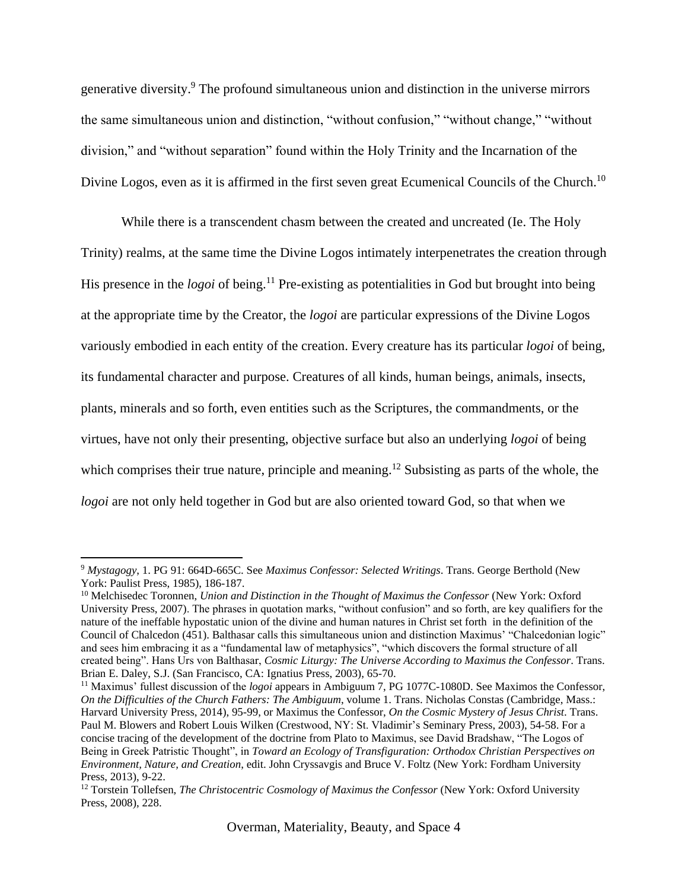generative diversity.[9] The profound simultaneous union and distinction in the universe mirrors the same simultaneous union and distinction, "without confusion," "without change," "without division," and "without separation" found within the Holy Trinity and the Incarnation of the Divine Logos, even as it is affirmed in the first seven great Ecumenical Councils of the Church.[10]

While there is a transcendent chasm between the created and uncreated (Ie. The Holy Trinity) realms, at the same time the Divine Logos intimately interpenetrates the creation through His presence in the *logoi* of being.[11] Pre-existing as potentialities in God but brought into being at the appropriate time by the Creator, the *logoi* are particular expressions of the Divine Logos variously embodied in each entity of the creation. Every creature has its particular *logoi* of being, its fundamental character and purpose. Creatures of all kinds, human beings, animals, insects, plants, minerals and so forth, even entities such as the Scriptures, the commandments, or the virtues, have not only their presenting, objective surface but also an underlying *logoi* of being which comprises their true nature, principle and meaning.[12] Subsisting as parts of the whole, the *logoi* are not only held together in God but are also oriented toward God, so that when we

---

[9] *Mystagogy*, 1. PG 91: 664D-665C. See *Maximus Confessor: Selected Writings*. Trans. George Berthold (New York: Paulist Press, 1985), 186-187.

[10] Melchisedec Toronnen, *Union and Distinction in the Thought of Maximus the Confessor* (New York: Oxford University Press, 2007). The phrases in quotation marks, "without confusion" and so forth, are key qualifiers for the nature of the ineffable hypostatic union of the divine and human natures in Christ set forth in the definition of the Council of Chalcedon (451). Balthasar calls this simultaneous union and distinction Maximus' "Chalcedonian logic" and sees him embracing it as a "fundamental law of metaphysics", "which discovers the formal structure of all created being". Hans Urs von Balthasar, *Cosmic Liturgy: The Universe According to Maximus the Confessor*. Trans. Brian E. Daley, S.J. (San Francisco, CA: Ignatius Press, 2003), 65-70.

[11] Maximus' fullest discussion of the *logoi* appears in Ambiguum 7, PG 1077C-1080D. See Maximos the Confessor, *On the Difficulties of the Church Fathers: The Ambiguum*, volume 1. Trans. Nicholas Constas (Cambridge, Mass.: Harvard University Press, 2014), 95-99, or Maximus the Confessor, *On the Cosmic Mystery of Jesus Christ*. Trans. Paul M. Blowers and Robert Louis Wilken (Crestwood, NY: St. Vladimir's Seminary Press, 2003), 54-58. For a concise tracing of the development of the doctrine from Plato to Maximus, see David Bradshaw, "The Logos of Being in Greek Patristic Thought", in *Toward an Ecology of Transfiguration: Orthodox Christian Perspectives on Environment, Nature, and Creation*, edit. John Cryssavgis and Bruce V. Foltz (New York: Fordham University Press, 2013), 9-22.

[12] Torstein Tollefsen, *The Christocentric Cosmology of Maximus the Confessor* (New York: Oxford University Press, 2008), 228.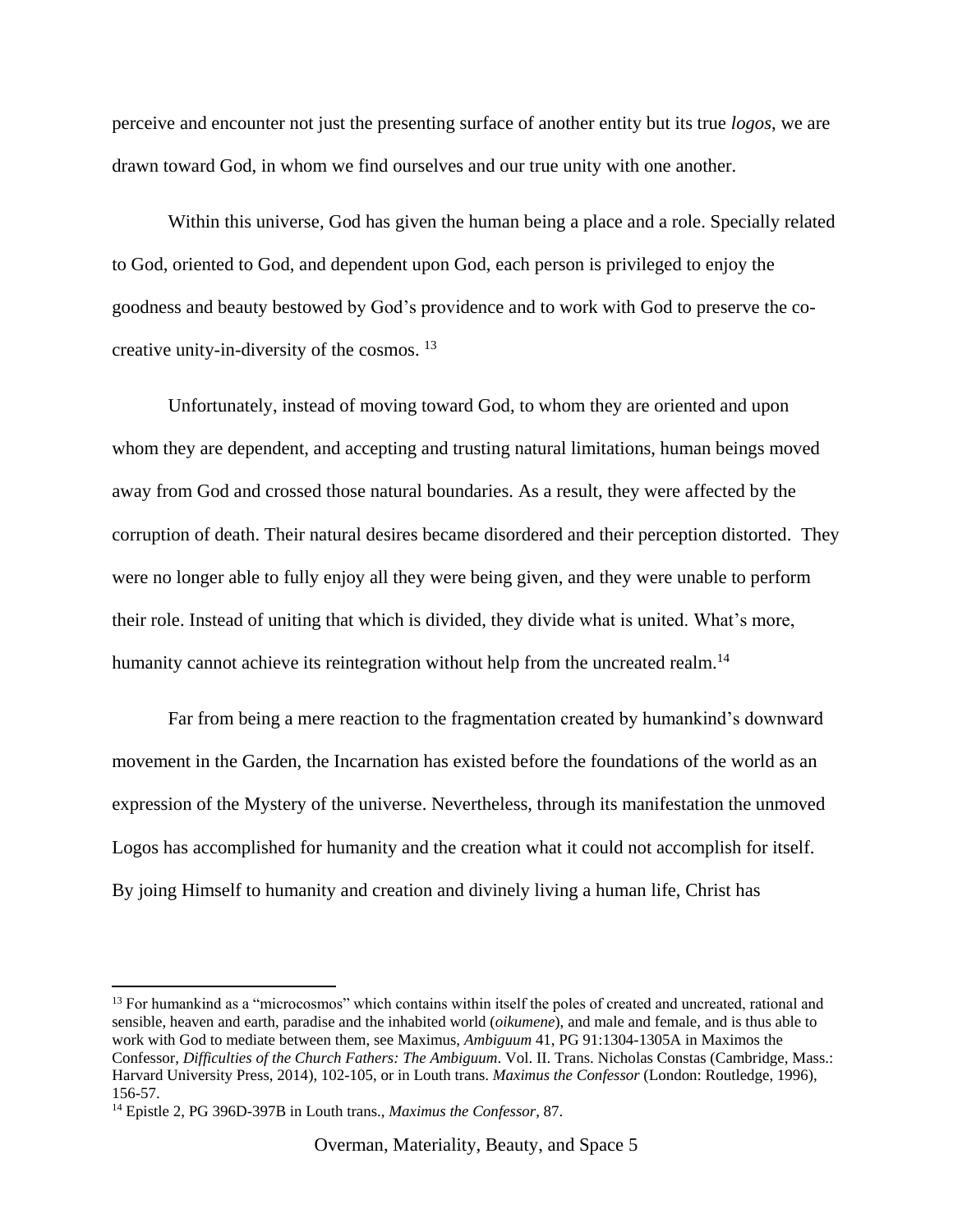perceive and encounter not just the presenting surface of another entity but its true *logos*, we are drawn toward God, in whom we find ourselves and our true unity with one another.

Within this universe, God has given the human being a place and a role. Specially related to God, oriented to God, and dependent upon God, each person is privileged to enjoy the goodness and beauty bestowed by God's providence and to work with God to preserve the co-creative unity-in-diversity of the cosmos. [13]

Unfortunately, instead of moving toward God, to whom they are oriented and upon whom they are dependent, and accepting and trusting natural limitations, human beings moved away from God and crossed those natural boundaries. As a result, they were affected by the corruption of death. Their natural desires became disordered and their perception distorted. They were no longer able to fully enjoy all they were being given, and they were unable to perform their role. Instead of uniting that which is divided, they divide what is united. What's more, humanity cannot achieve its reintegration without help from the uncreated realm.[14]

Far from being a mere reaction to the fragmentation created by humankind's downward movement in the Garden, the Incarnation has existed before the foundations of the world as an expression of the Mystery of the universe. Nevertheless, through its manifestation the unmoved Logos has accomplished for humanity and the creation what it could not accomplish for itself. By joing Himself to humanity and creation and divinely living a human life, Christ has

---

[13] For humankind as a "microcosmos" which contains within itself the poles of created and uncreated, rational and sensible, heaven and earth, paradise and the inhabited world (*oikumene*), and male and female, and is thus able to work with God to mediate between them, see Maximus, *Ambiguum* 41, PG 91:1304-1305A in Maximos the Confessor, *Difficulties of the Church Fathers: The Ambiguum*. Vol. II. Trans. Nicholas Constas (Cambridge, Mass.: Harvard University Press, 2014), 102-105, or in Louth trans. *Maximus the Confessor* (London: Routledge, 1996), 156-57.

[14] Epistle 2, PG 396D-397B in Louth trans., *Maximus the Confessor*, 87.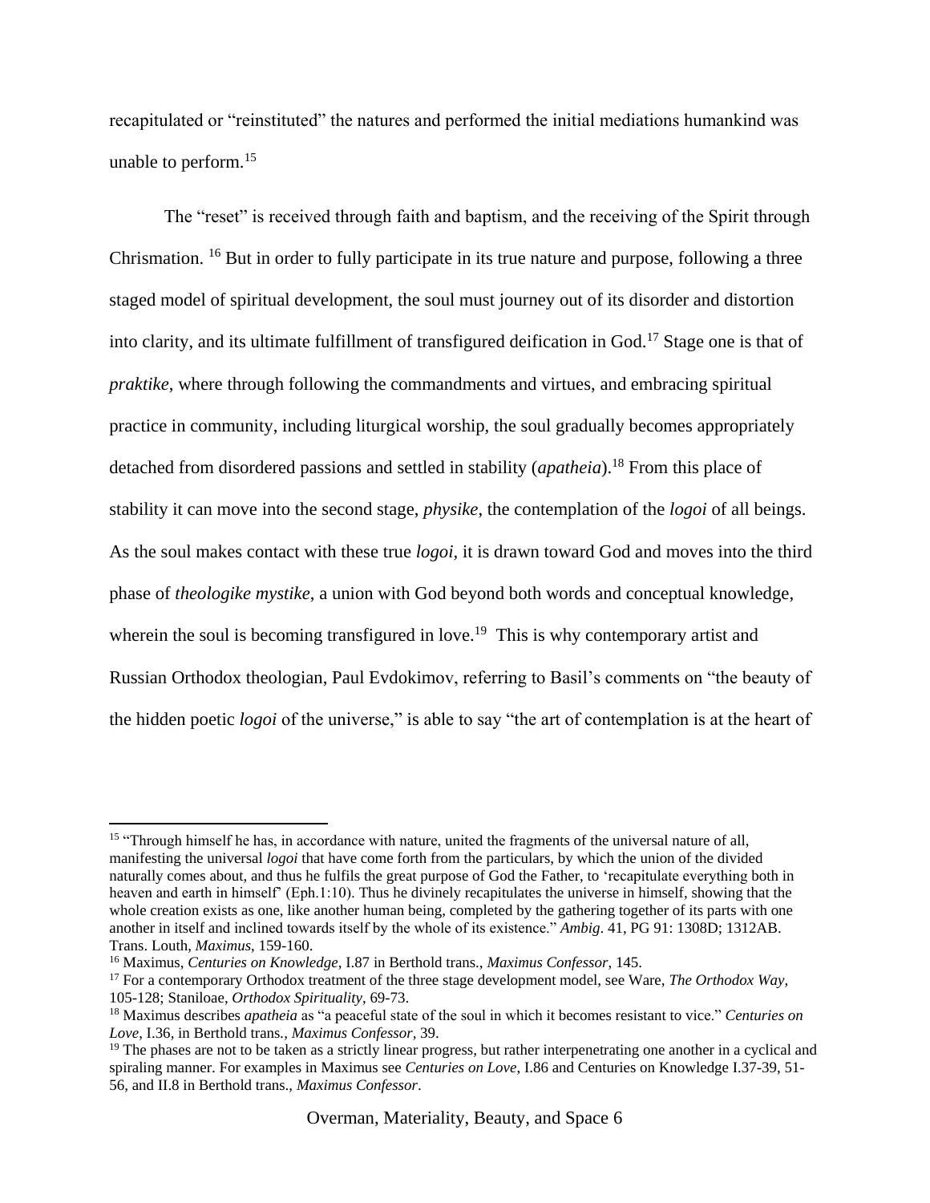recapitulated or "reinstituted" the natures and performed the initial mediations humankind was unable to perform.[15]

The "reset" is received through faith and baptism, and the receiving of the Spirit through Chrismation. [16] But in order to fully participate in its true nature and purpose, following a three staged model of spiritual development, the soul must journey out of its disorder and distortion into clarity, and its ultimate fulfillment of transfigured deification in God.[17] Stage one is that of *praktike*, where through following the commandments and virtues, and embracing spiritual practice in community, including liturgical worship, the soul gradually becomes appropriately detached from disordered passions and settled in stability (*apatheia*).[18] From this place of stability it can move into the second stage, *physike*, the contemplation of the *logoi* of all beings. As the soul makes contact with these true *logoi*, it is drawn toward God and moves into the third phase of *theologike mystike*, a union with God beyond both words and conceptual knowledge, wherein the soul is becoming transfigured in love.[19] This is why contemporary artist and Russian Orthodox theologian, Paul Evdokimov, referring to Basil's comments on "the beauty of the hidden poetic *logoi* of the universe," is able to say "the art of contemplation is at the heart of

---

[15] "Through himself he has, in accordance with nature, united the fragments of the universal nature of all, manifesting the universal *logoi* that have come forth from the particulars, by which the union of the divided naturally comes about, and thus he fulfils the great purpose of God the Father, to 'recapitulate everything both in heaven and earth in himself' (Eph.1:10). Thus he divinely recapitulates the universe in himself, showing that the whole creation exists as one, like another human being, completed by the gathering together of its parts with one another in itself and inclined towards itself by the whole of its existence." *Ambig*. 41, PG 91: 1308D; 1312AB. Trans. Louth, *Maximus*, 159-160.

[16] Maximus, *Centuries on Knowledge*, I.87 in Berthold trans., *Maximus Confessor*, 145.

[17] For a contemporary Orthodox treatment of the three stage development model, see Ware, *The Orthodox Way*, 105-128; Staniloae, *Orthodox Spirituality*, 69-73.

[18] Maximus describes *apatheia* as "a peaceful state of the soul in which it becomes resistant to vice." *Centuries on Love*, I.36, in Berthold trans., *Maximus Confessor*, 39.

[19] The phases are not to be taken as a strictly linear progress, but rather interpenetrating one another in a cyclical and spiraling manner. For examples in Maximus see *Centuries on Love*, I.86 and Centuries on Knowledge I.37-39, 51-56, and II.8 in Berthold trans., *Maximus Confessor*.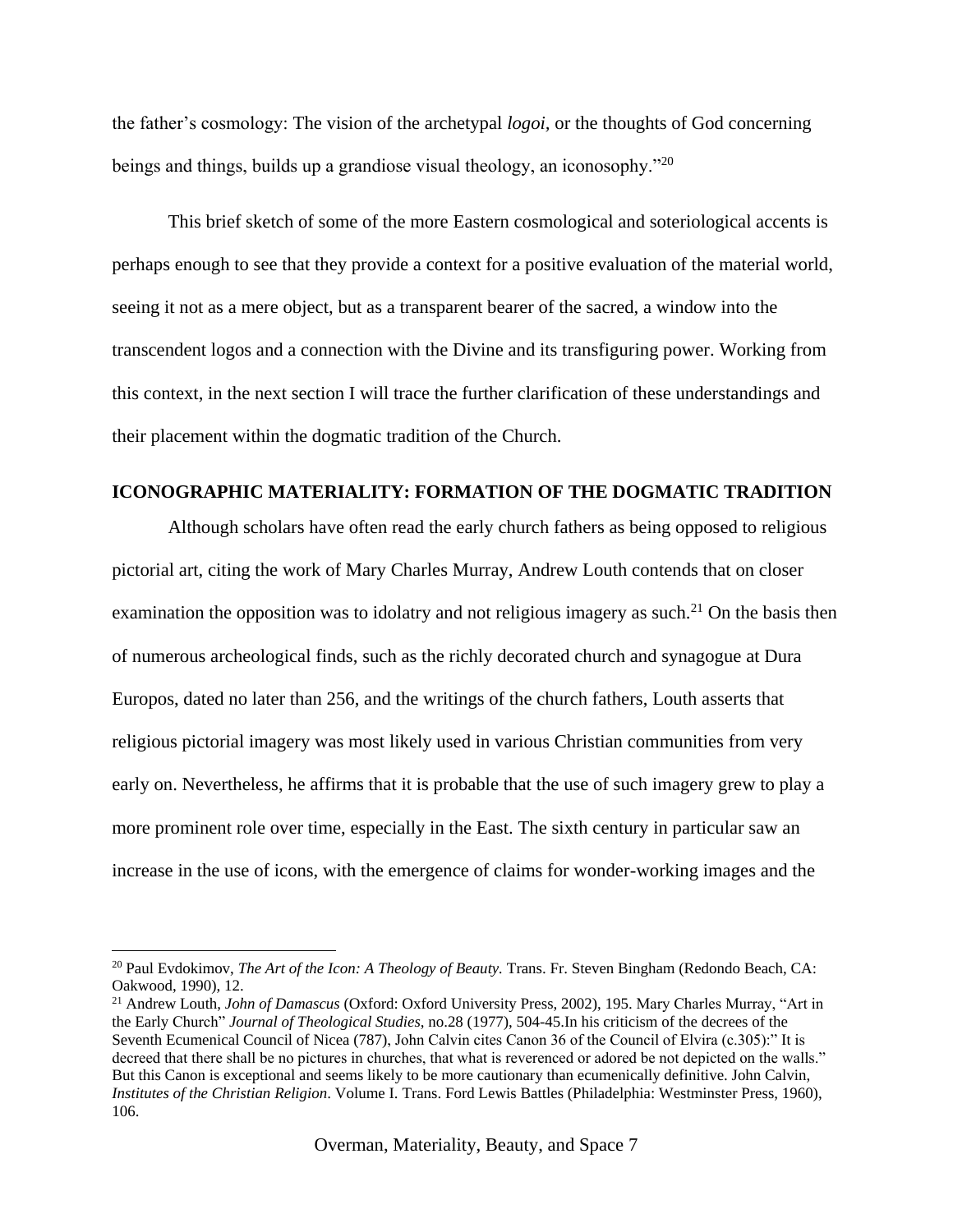the father's cosmology: The vision of the archetypal *logoi*, or the thoughts of God concerning beings and things, builds up a grandiose visual theology, an iconosophy."[20]

This brief sketch of some of the more Eastern cosmological and soteriological accents is perhaps enough to see that they provide a context for a positive evaluation of the material world, seeing it not as a mere object, but as a transparent bearer of the sacred, a window into the transcendent logos and a connection with the Divine and its transfiguring power. Working from this context, in the next section I will trace the further clarification of these understandings and their placement within the dogmatic tradition of the Church.

## ICONOGRAPHIC MATERIALITY: FORMATION OF THE DOGMATIC TRADITION

Although scholars have often read the early church fathers as being opposed to religious pictorial art, citing the work of Mary Charles Murray, Andrew Louth contends that on closer examination the opposition was to idolatry and not religious imagery as such.[21] On the basis then of numerous archeological finds, such as the richly decorated church and synagogue at Dura Europos, dated no later than 256, and the writings of the church fathers, Louth asserts that religious pictorial imagery was most likely used in various Christian communities from very early on. Nevertheless, he affirms that it is probable that the use of such imagery grew to play a more prominent role over time, especially in the East. The sixth century in particular saw an increase in the use of icons, with the emergence of claims for wonder-working images and the

---

[20] Paul Evdokimov, *The Art of the Icon: A Theology of Beauty.* Trans. Fr. Steven Bingham (Redondo Beach, CA: Oakwood, 1990), 12.

[21] Andrew Louth, *John of Damascus* (Oxford: Oxford University Press, 2002), 195. Mary Charles Murray, "Art in the Early Church" *Journal of Theological Studies*, no.28 (1977), 504-45.In his criticism of the decrees of the Seventh Ecumenical Council of Nicea (787), John Calvin cites Canon 36 of the Council of Elvira (c.305):" It is decreed that there shall be no pictures in churches, that what is reverenced or adored be not depicted on the walls." But this Canon is exceptional and seems likely to be more cautionary than ecumenically definitive. John Calvin, *Institutes of the Christian Religion*. Volume I. Trans. Ford Lewis Battles (Philadelphia: Westminster Press, 1960), 106.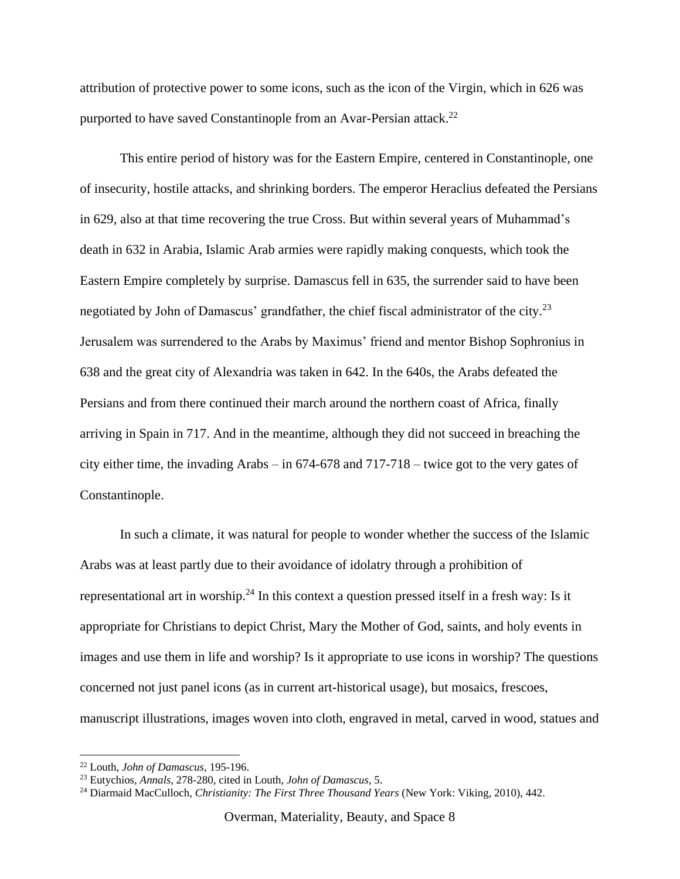attribution of protective power to some icons, such as the icon of the Virgin, which in 626 was purported to have saved Constantinople from an Avar-Persian attack.[22]

This entire period of history was for the Eastern Empire, centered in Constantinople, one of insecurity, hostile attacks, and shrinking borders. The emperor Heraclius defeated the Persians in 629, also at that time recovering the true Cross. But within several years of Muhammad's death in 632 in Arabia, Islamic Arab armies were rapidly making conquests, which took the Eastern Empire completely by surprise. Damascus fell in 635, the surrender said to have been negotiated by John of Damascus' grandfather, the chief fiscal administrator of the city.[23] Jerusalem was surrendered to the Arabs by Maximus' friend and mentor Bishop Sophronius in 638 and the great city of Alexandria was taken in 642. In the 640s, the Arabs defeated the Persians and from there continued their march around the northern coast of Africa, finally arriving in Spain in 717. And in the meantime, although they did not succeed in breaching the city either time, the invading Arabs – in 674-678 and 717-718 – twice got to the very gates of Constantinople.

In such a climate, it was natural for people to wonder whether the success of the Islamic Arabs was at least partly due to their avoidance of idolatry through a prohibition of representational art in worship.[24] In this context a question pressed itself in a fresh way: Is it appropriate for Christians to depict Christ, Mary the Mother of God, saints, and holy events in images and use them in life and worship? Is it appropriate to use icons in worship? The questions concerned not just panel icons (as in current art-historical usage), but mosaics, frescoes, manuscript illustrations, images woven into cloth, engraved in metal, carved in wood, statues and

---

[22] Louth, *John of Damascus*, 195-196.

[23] Eutychios, *Annals*, 278-280, cited in Louth, *John of Damascus*, 5.

[24] Diarmaid MacCulloch, *Christianity: The First Three Thousand Years* (New York: Viking, 2010), 442.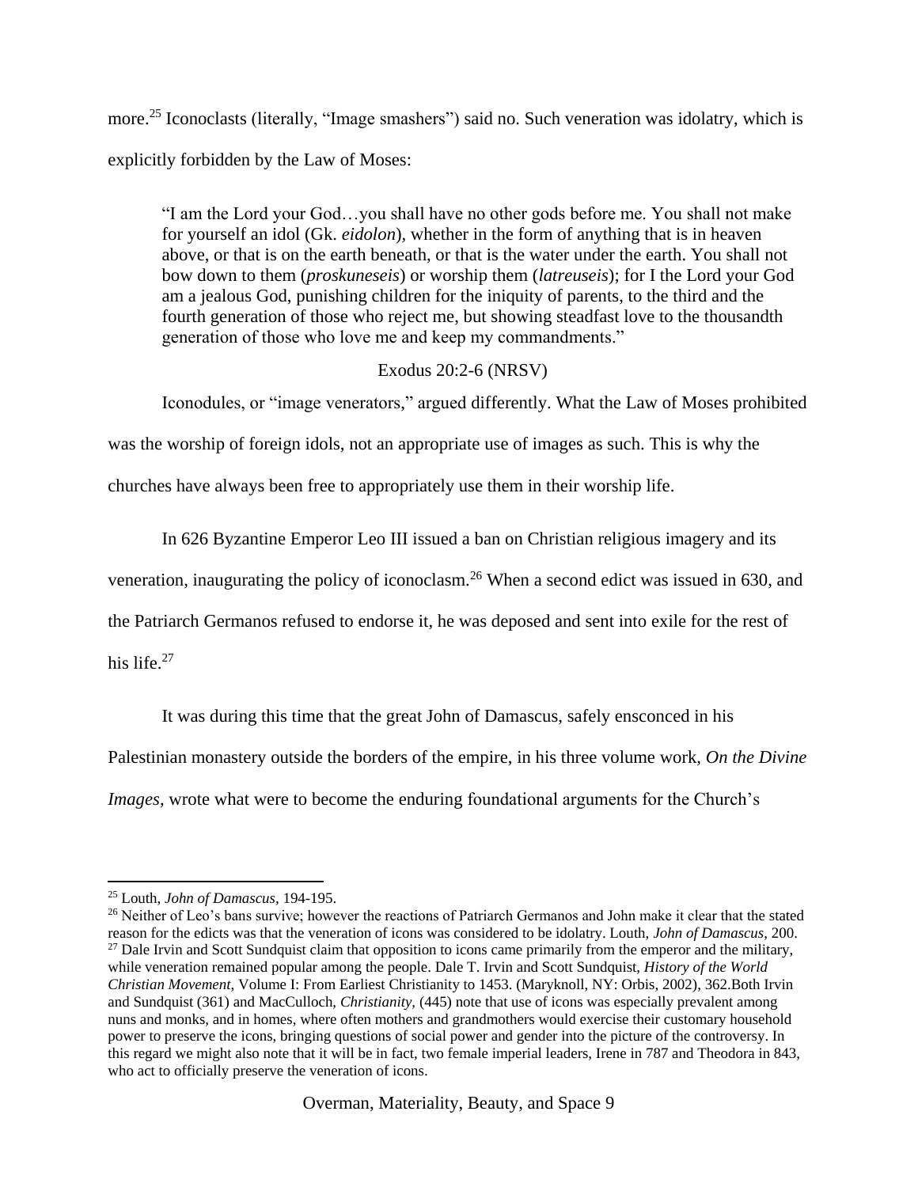more.[25] Iconoclasts (literally, "Image smashers") said no. Such veneration was idolatry, which is explicitly forbidden by the Law of Moses:

> "I am the Lord your God…you shall have no other gods before me. You shall not make for yourself an idol (Gk. *eidolon*), whether in the form of anything that is in heaven above, or that is on the earth beneath, or that is the water under the earth. You shall not bow down to them (*proskuneseis*) or worship them (*latreuseis*); for I the Lord your God am a jealous God, punishing children for the iniquity of parents, to the third and the fourth generation of those who reject me, but showing steadfast love to the thousandth generation of those who love me and keep my commandments."
>
> Exodus 20:2-6 (NRSV)

Iconodules, or "image venerators," argued differently. What the Law of Moses prohibited was the worship of foreign idols, not an appropriate use of images as such. This is why the churches have always been free to appropriately use them in their worship life.

In 626 Byzantine Emperor Leo III issued a ban on Christian religious imagery and its veneration, inaugurating the policy of iconoclasm.[26] When a second edict was issued in 630, and the Patriarch Germanos refused to endorse it, he was deposed and sent into exile for the rest of his life.[27]

It was during this time that the great John of Damascus, safely ensconced in his Palestinian monastery outside the borders of the empire, in his three volume work, *On the Divine Images*, wrote what were to become the enduring foundational arguments for the Church's

---

[25] Louth, *John of Damascus*, 194-195.

[26] Neither of Leo's bans survive; however the reactions of Patriarch Germanos and John make it clear that the stated reason for the edicts was that the veneration of icons was considered to be idolatry. Louth, *John of Damascus*, 200.

[27] Dale Irvin and Scott Sundquist claim that opposition to icons came primarily from the emperor and the military, while veneration remained popular among the people. Dale T. Irvin and Scott Sundquist, *History of the World Christian Movement*, Volume I: From Earliest Christianity to 1453. (Maryknoll, NY: Orbis, 2002), 362.Both Irvin and Sundquist (361) and MacCulloch, *Christianity*, (445) note that use of icons was especially prevalent among nuns and monks, and in homes, where often mothers and grandmothers would exercise their customary household power to preserve the icons, bringing questions of social power and gender into the picture of the controversy. In this regard we might also note that it will be in fact, two female imperial leaders, Irene in 787 and Theodora in 843, who act to officially preserve the veneration of icons.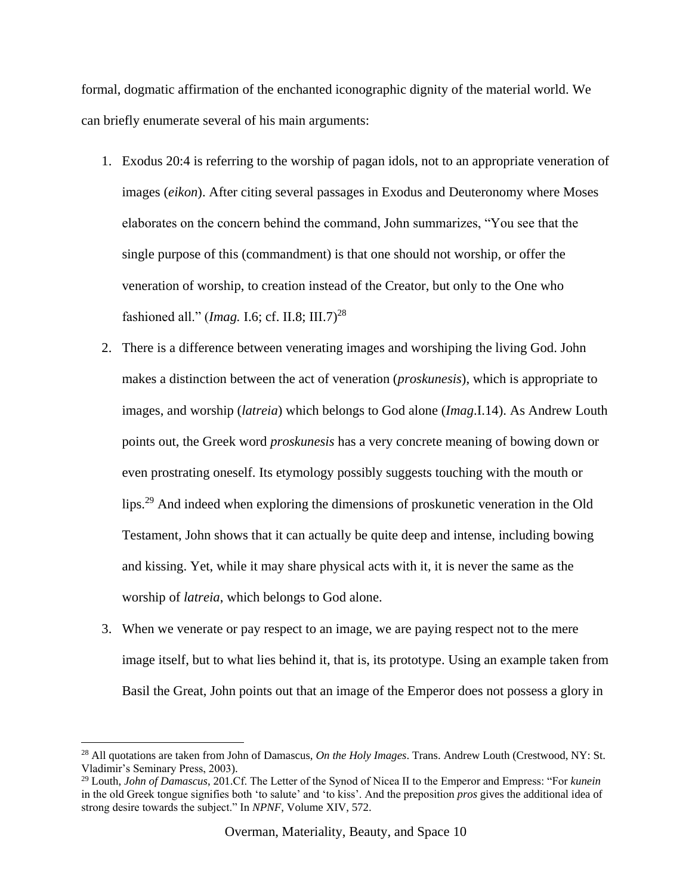formal, dogmatic affirmation of the enchanted iconographic dignity of the material world. We can briefly enumerate several of his main arguments:

1. Exodus 20:4 is referring to the worship of pagan idols, not to an appropriate veneration of images (*eikon*). After citing several passages in Exodus and Deuteronomy where Moses elaborates on the concern behind the command, John summarizes, "You see that the single purpose of this (commandment) is that one should not worship, or offer the veneration of worship, to creation instead of the Creator, but only to the One who fashioned all." (*Imag.* I.6; cf. II.8; III.7)[28]
2. There is a difference between venerating images and worshiping the living God. John makes a distinction between the act of veneration (*proskunesis*), which is appropriate to images, and worship (*latreia*) which belongs to God alone (*Imag*.I.14). As Andrew Louth points out, the Greek word *proskunesis* has a very concrete meaning of bowing down or even prostrating oneself. Its etymology possibly suggests touching with the mouth or lips.[29] And indeed when exploring the dimensions of proskunetic veneration in the Old Testament, John shows that it can actually be quite deep and intense, including bowing and kissing. Yet, while it may share physical acts with it, it is never the same as the worship of *latreia*, which belongs to God alone.
3. When we venerate or pay respect to an image, we are paying respect not to the mere image itself, but to what lies behind it, that is, its prototype. Using an example taken from Basil the Great, John points out that an image of the Emperor does not possess a glory in

[28] All quotations are taken from John of Damascus, *On the Holy Images*. Trans. Andrew Louth (Crestwood, NY: St. Vladimir's Seminary Press, 2003).

[29] Louth, *John of Damascus*, 201.Cf. The Letter of the Synod of Nicea II to the Emperor and Empress: "For *kunein* in the old Greek tongue signifies both 'to salute' and 'to kiss'. And the preposition *pros* gives the additional idea of strong desire towards the subject." In *NPNF*, Volume XIV, 572.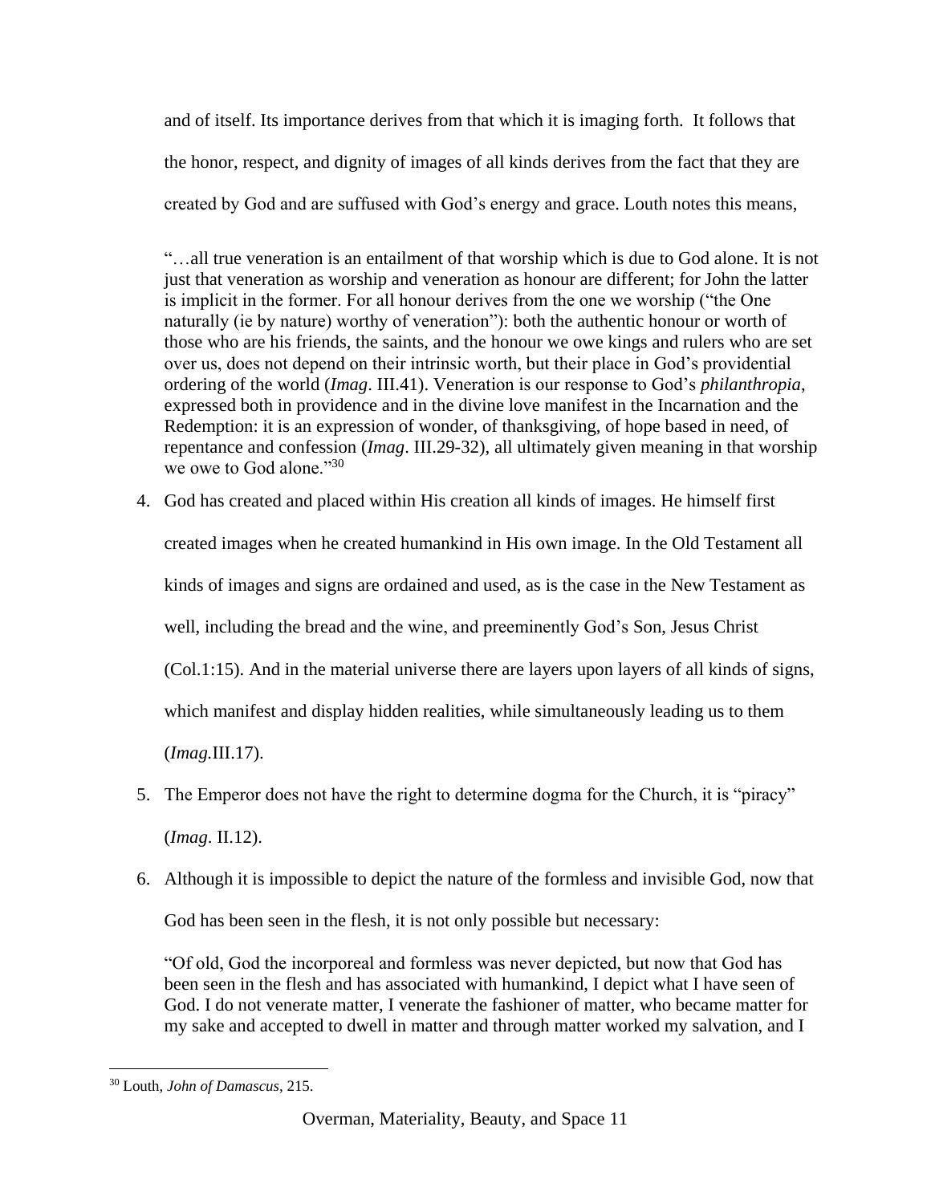and of itself. Its importance derives from that which it is imaging forth. It follows that the honor, respect, and dignity of images of all kinds derives from the fact that they are created by God and are suffused with God's energy and grace. Louth notes this means,

> "…all true veneration is an entailment of that worship which is due to God alone. It is not just that veneration as worship and veneration as honour are different; for John the latter is implicit in the former. For all honour derives from the one we worship ("the One naturally (ie by nature) worthy of veneration"): both the authentic honour or worth of those who are his friends, the saints, and the honour we owe kings and rulers who are set over us, does not depend on their intrinsic worth, but their place in God's providential ordering of the world (*Imag*. III.41). Veneration is our response to God's *philanthropia*, expressed both in providence and in the divine love manifest in the Incarnation and the Redemption: it is an expression of wonder, of thanksgiving, of hope based in need, of repentance and confession (*Imag*. III.29-32), all ultimately given meaning in that worship we owe to God alone."[30]

4. God has created and placed within His creation all kinds of images. He himself first created images when he created humankind in His own image. In the Old Testament all kinds of images and signs are ordained and used, as is the case in the New Testament as well, including the bread and the wine, and preeminently God's Son, Jesus Christ (Col.1:15). And in the material universe there are layers upon layers of all kinds of signs, which manifest and display hidden realities, while simultaneously leading us to them (*Imag.*III.17).

5. The Emperor does not have the right to determine dogma for the Church, it is "piracy" (*Imag*. II.12).

6. Although it is impossible to depict the nature of the formless and invisible God, now that God has been seen in the flesh, it is not only possible but necessary:

   "Of old, God the incorporeal and formless was never depicted, but now that God has been seen in the flesh and has associated with humankind, I depict what I have seen of God. I do not venerate matter, I venerate the fashioner of matter, who became matter for my sake and accepted to dwell in matter and through matter worked my salvation, and I

---

[30] Louth, *John of Damascus*, 215.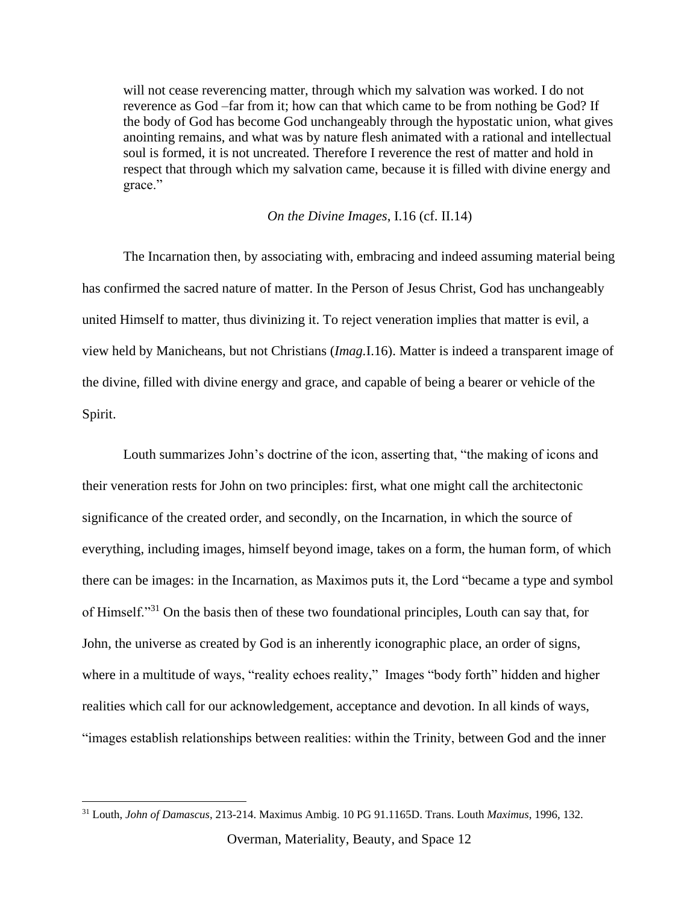> will not cease reverencing matter, through which my salvation was worked. I do not reverence as God –far from it; how can that which came to be from nothing be God? If the body of God has become God unchangeably through the hypostatic union, what gives anointing remains, and what was by nature flesh animated with a rational and intellectual soul is formed, it is not uncreated. Therefore I reverence the rest of matter and hold in respect that through which my salvation came, because it is filled with divine energy and grace."
>
> *On the Divine Images*, I.16 (cf. II.14)

The Incarnation then, by associating with, embracing and indeed assuming material being has confirmed the sacred nature of matter. In the Person of Jesus Christ, God has unchangeably united Himself to matter, thus divinizing it. To reject veneration implies that matter is evil, a view held by Manicheans, but not Christians (*Imag.*I.16). Matter is indeed a transparent image of the divine, filled with divine energy and grace, and capable of being a bearer or vehicle of the Spirit.

Louth summarizes John's doctrine of the icon, asserting that, "the making of icons and their veneration rests for John on two principles: first, what one might call the architectonic significance of the created order, and secondly, on the Incarnation, in which the source of everything, including images, himself beyond image, takes on a form, the human form, of which there can be images: in the Incarnation, as Maximos puts it, the Lord "became a type and symbol of Himself."[31] On the basis then of these two foundational principles, Louth can say that, for John, the universe as created by God is an inherently iconographic place, an order of signs, where in a multitude of ways, "reality echoes reality," Images "body forth" hidden and higher realities which call for our acknowledgement, acceptance and devotion. In all kinds of ways, "images establish relationships between realities: within the Trinity, between God and the inner

[31] Louth, *John of Damascus*, 213-214. Maximus Ambig. 10 PG 91.1165D. Trans. Louth *Maximus*, 1996, 132.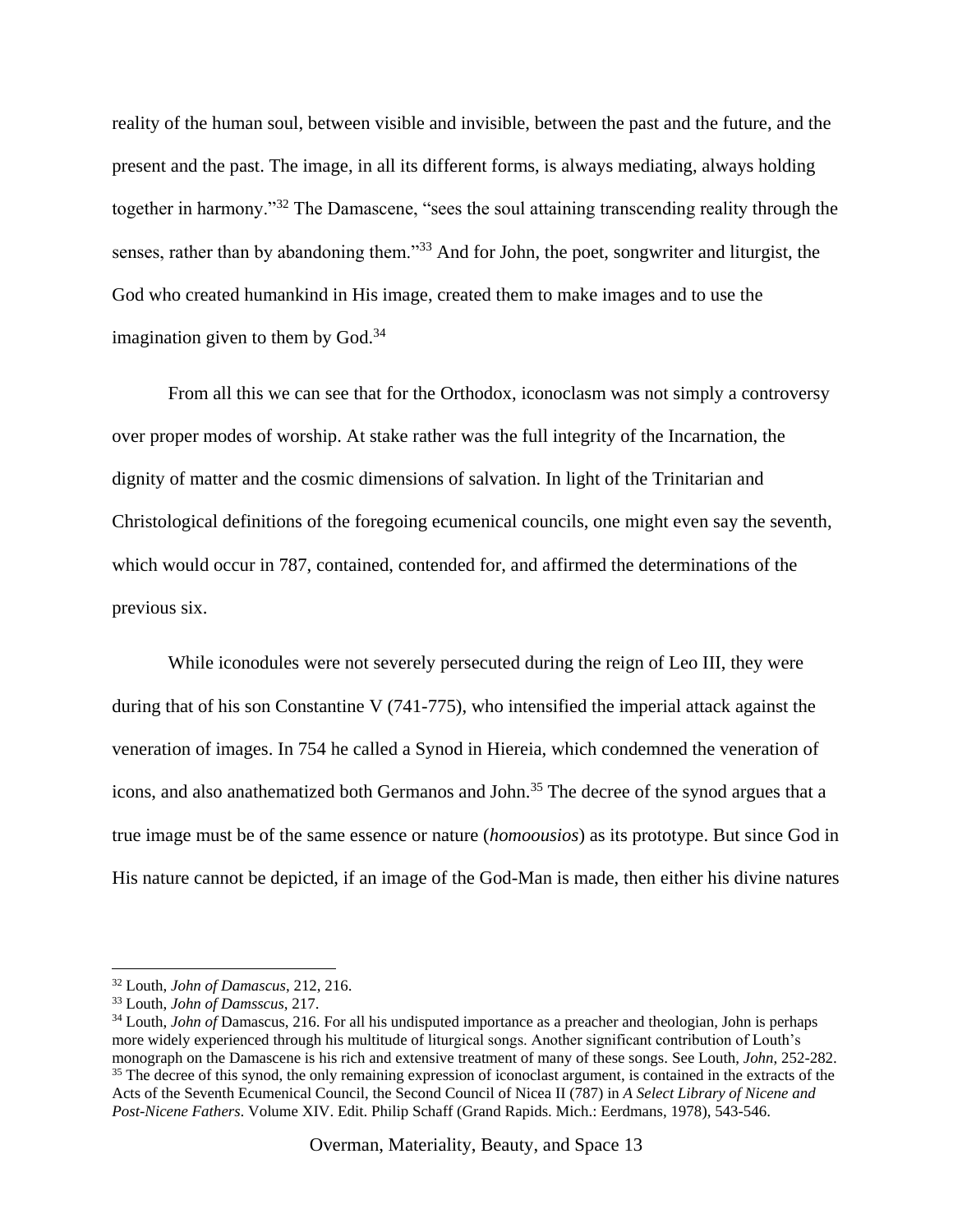reality of the human soul, between visible and invisible, between the past and the future, and the present and the past. The image, in all its different forms, is always mediating, always holding together in harmony."[32] The Damascene, "sees the soul attaining transcending reality through the senses, rather than by abandoning them."[33] And for John, the poet, songwriter and liturgist, the God who created humankind in His image, created them to make images and to use the imagination given to them by God.[34]

From all this we can see that for the Orthodox, iconoclasm was not simply a controversy over proper modes of worship. At stake rather was the full integrity of the Incarnation, the dignity of matter and the cosmic dimensions of salvation. In light of the Trinitarian and Christological definitions of the foregoing ecumenical councils, one might even say the seventh, which would occur in 787, contained, contended for, and affirmed the determinations of the previous six.

While iconodules were not severely persecuted during the reign of Leo III, they were during that of his son Constantine V (741-775), who intensified the imperial attack against the veneration of images. In 754 he called a Synod in Hiereia, which condemned the veneration of icons, and also anathematized both Germanos and John.[35] The decree of the synod argues that a true image must be of the same essence or nature (*homoousios*) as its prototype. But since God in His nature cannot be depicted, if an image of the God-Man is made, then either his divine natures

---

[32] Louth, *John of Damascus*, 212, 216.

[33] Louth, *John of Damsscus*, 217.

[34] Louth, *John of* Damascus, 216. For all his undisputed importance as a preacher and theologian, John is perhaps more widely experienced through his multitude of liturgical songs. Another significant contribution of Louth's monograph on the Damascene is his rich and extensive treatment of many of these songs. See Louth, *John,* 252-282.

[35] The decree of this synod, the only remaining expression of iconoclast argument, is contained in the extracts of the Acts of the Seventh Ecumenical Council, the Second Council of Nicea II (787) in *A Select Library of Nicene and Post-Nicene Fathers*. Volume XIV. Edit. Philip Schaff (Grand Rapids. Mich.: Eerdmans, 1978), 543-546.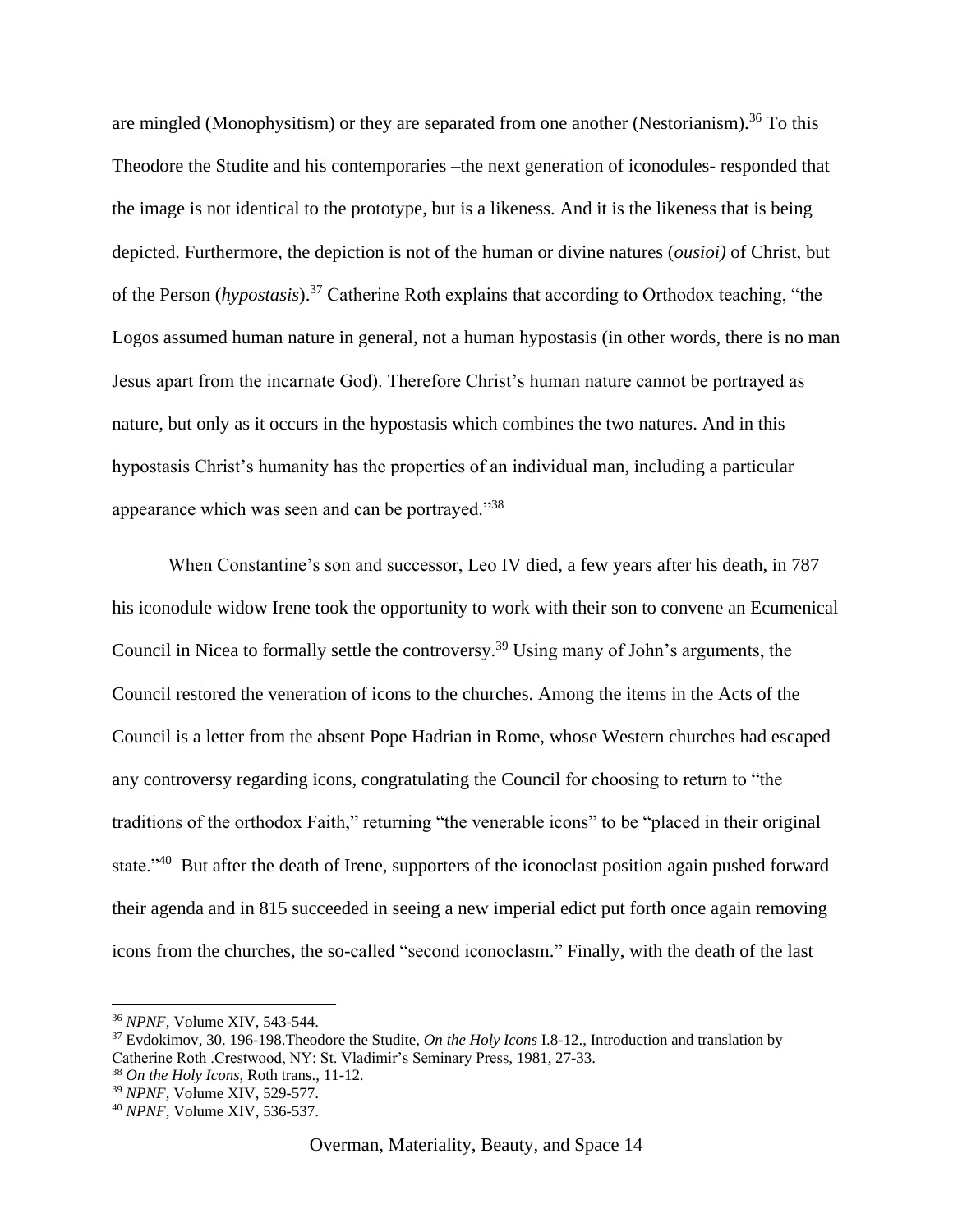are mingled (Monophysitism) or they are separated from one another (Nestorianism).[36] To this Theodore the Studite and his contemporaries –the next generation of iconodules- responded that the image is not identical to the prototype, but is a likeness. And it is the likeness that is being depicted. Furthermore, the depiction is not of the human or divine natures (*ousioi)* of Christ, but of the Person (*hypostasis*).[37] Catherine Roth explains that according to Orthodox teaching, "the Logos assumed human nature in general, not a human hypostasis (in other words, there is no man Jesus apart from the incarnate God). Therefore Christ's human nature cannot be portrayed as nature, but only as it occurs in the hypostasis which combines the two natures. And in this hypostasis Christ's humanity has the properties of an individual man, including a particular appearance which was seen and can be portrayed."[38]

When Constantine's son and successor, Leo IV died, a few years after his death, in 787 his iconodule widow Irene took the opportunity to work with their son to convene an Ecumenical Council in Nicea to formally settle the controversy.[39] Using many of John's arguments, the Council restored the veneration of icons to the churches. Among the items in the Acts of the Council is a letter from the absent Pope Hadrian in Rome, whose Western churches had escaped any controversy regarding icons, congratulating the Council for choosing to return to "the traditions of the orthodox Faith," returning "the venerable icons" to be "placed in their original state."[40] But after the death of Irene, supporters of the iconoclast position again pushed forward their agenda and in 815 succeeded in seeing a new imperial edict put forth once again removing icons from the churches, the so-called "second iconoclasm." Finally, with the death of the last

---

[36] *NPNF*, Volume XIV, 543-544.

[37] Evdokimov, 30. 196-198.Theodore the Studite, *On the Holy Icons* I.8-12., Introduction and translation by Catherine Roth .Crestwood, NY: St. Vladimir's Seminary Press, 1981, 27-33.

[38] *On the Holy Icons,* Roth trans., 11-12.

[39] *NPNF,* Volume XIV, 529-577.

[40] *NPNF*, Volume XIV, 536-537.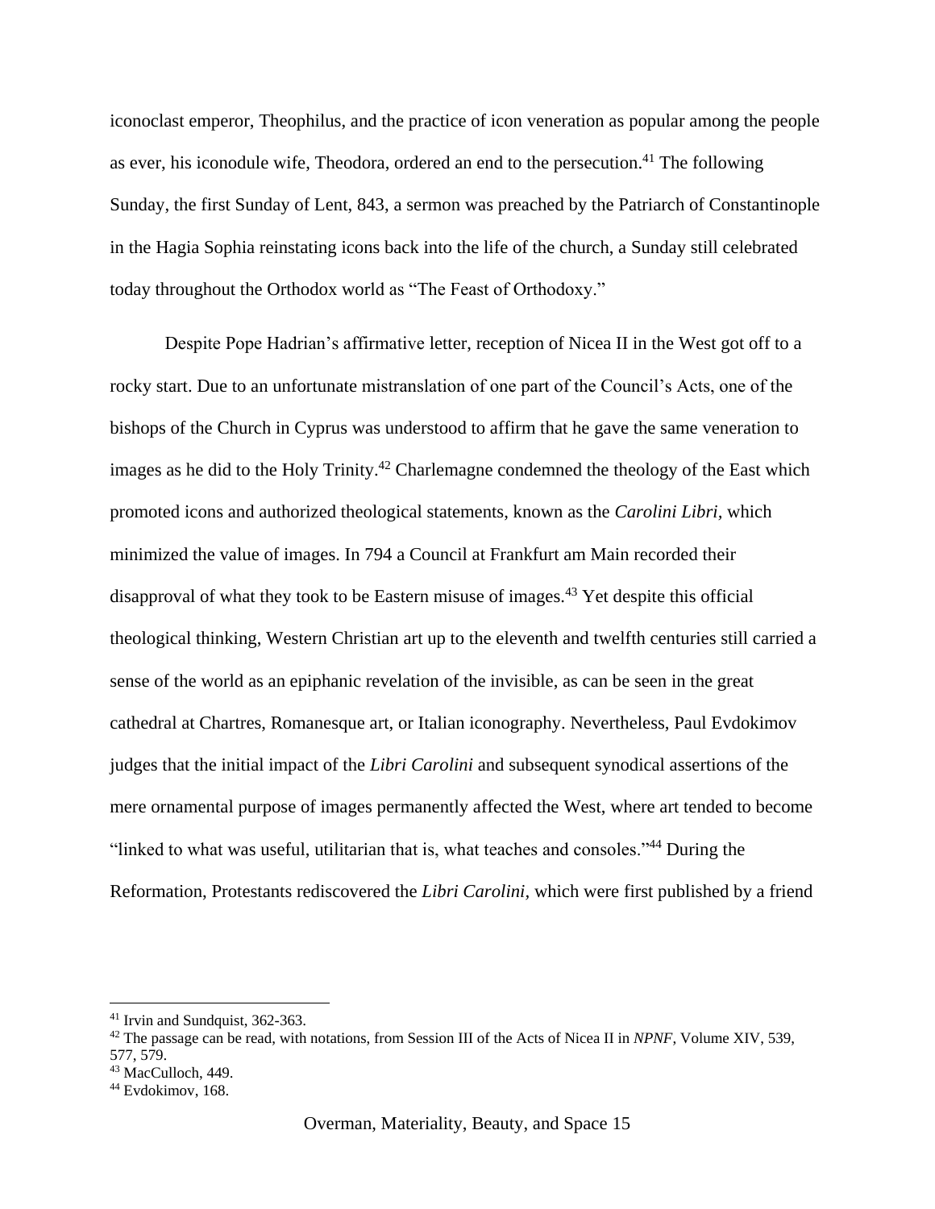iconoclast emperor, Theophilus, and the practice of icon veneration as popular among the people as ever, his iconodule wife, Theodora, ordered an end to the persecution.[41] The following Sunday, the first Sunday of Lent, 843, a sermon was preached by the Patriarch of Constantinople in the Hagia Sophia reinstating icons back into the life of the church, a Sunday still celebrated today throughout the Orthodox world as "The Feast of Orthodoxy."

Despite Pope Hadrian's affirmative letter, reception of Nicea II in the West got off to a rocky start. Due to an unfortunate mistranslation of one part of the Council's Acts, one of the bishops of the Church in Cyprus was understood to affirm that he gave the same veneration to images as he did to the Holy Trinity.[42] Charlemagne condemned the theology of the East which promoted icons and authorized theological statements, known as the *Carolini Libri,* which minimized the value of images. In 794 a Council at Frankfurt am Main recorded their disapproval of what they took to be Eastern misuse of images.[43] Yet despite this official theological thinking, Western Christian art up to the eleventh and twelfth centuries still carried a sense of the world as an epiphanic revelation of the invisible, as can be seen in the great cathedral at Chartres, Romanesque art, or Italian iconography. Nevertheless, Paul Evdokimov judges that the initial impact of the *Libri Carolini* and subsequent synodical assertions of the mere ornamental purpose of images permanently affected the West, where art tended to become "linked to what was useful, utilitarian that is, what teaches and consoles."[44] During the Reformation, Protestants rediscovered the *Libri Carolini*, which were first published by a friend

---

[41] Irvin and Sundquist, 362-363.

[42] The passage can be read, with notations, from Session III of the Acts of Nicea II in *NPNF*, Volume XIV, 539, 577, 579.

[43] MacCulloch, 449.

[44] Evdokimov, 168.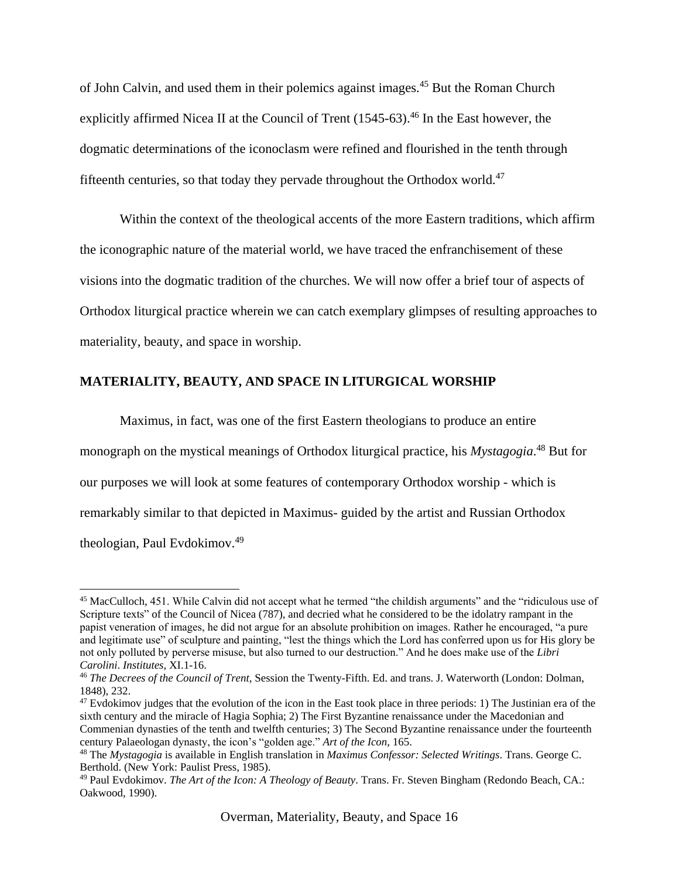of John Calvin, and used them in their polemics against images.[45] But the Roman Church explicitly affirmed Nicea II at the Council of Trent (1545-63).[46] In the East however, the dogmatic determinations of the iconoclasm were refined and flourished in the tenth through fifteenth centuries, so that today they pervade throughout the Orthodox world.[47]

Within the context of the theological accents of the more Eastern traditions, which affirm the iconographic nature of the material world, we have traced the enfranchisement of these visions into the dogmatic tradition of the churches. We will now offer a brief tour of aspects of Orthodox liturgical practice wherein we can catch exemplary glimpses of resulting approaches to materiality, beauty, and space in worship.

## MATERIALITY, BEAUTY, AND SPACE IN LITURGICAL WORSHIP

Maximus, in fact, was one of the first Eastern theologians to produce an entire monograph on the mystical meanings of Orthodox liturgical practice, his *Mystagogia*.[48] But for our purposes we will look at some features of contemporary Orthodox worship - which is remarkably similar to that depicted in Maximus- guided by the artist and Russian Orthodox theologian, Paul Evdokimov.[49]

---

[45] MacCulloch, 451. While Calvin did not accept what he termed "the childish arguments" and the "ridiculous use of Scripture texts" of the Council of Nicea (787), and decried what he considered to be the idolatry rampant in the papist veneration of images, he did not argue for an absolute prohibition on images. Rather he encouraged, "a pure and legitimate use" of sculpture and painting, "lest the things which the Lord has conferred upon us for His glory be not only polluted by perverse misuse, but also turned to our destruction." And he does make use of the *Libri Carolini*. *Institutes,* XI.1-16.

[46] *The Decrees of the Council of Trent*, Session the Twenty-Fifth. Ed. and trans. J. Waterworth (London: Dolman, 1848), 232.

[47] Evdokimov judges that the evolution of the icon in the East took place in three periods: 1) The Justinian era of the sixth century and the miracle of Hagia Sophia; 2) The First Byzantine renaissance under the Macedonian and Commenian dynasties of the tenth and twelfth centuries; 3) The Second Byzantine renaissance under the fourteenth century Palaeologan dynasty, the icon's "golden age." *Art of the Icon*, 165.

[48] The *Mystagogia* is available in English translation in *Maximus Confessor: Selected Writings*. Trans. George C. Berthold. (New York: Paulist Press, 1985).

[49] Paul Evdokimov. *The Art of the Icon: A Theology of Beauty*. Trans. Fr. Steven Bingham (Redondo Beach, CA.: Oakwood, 1990).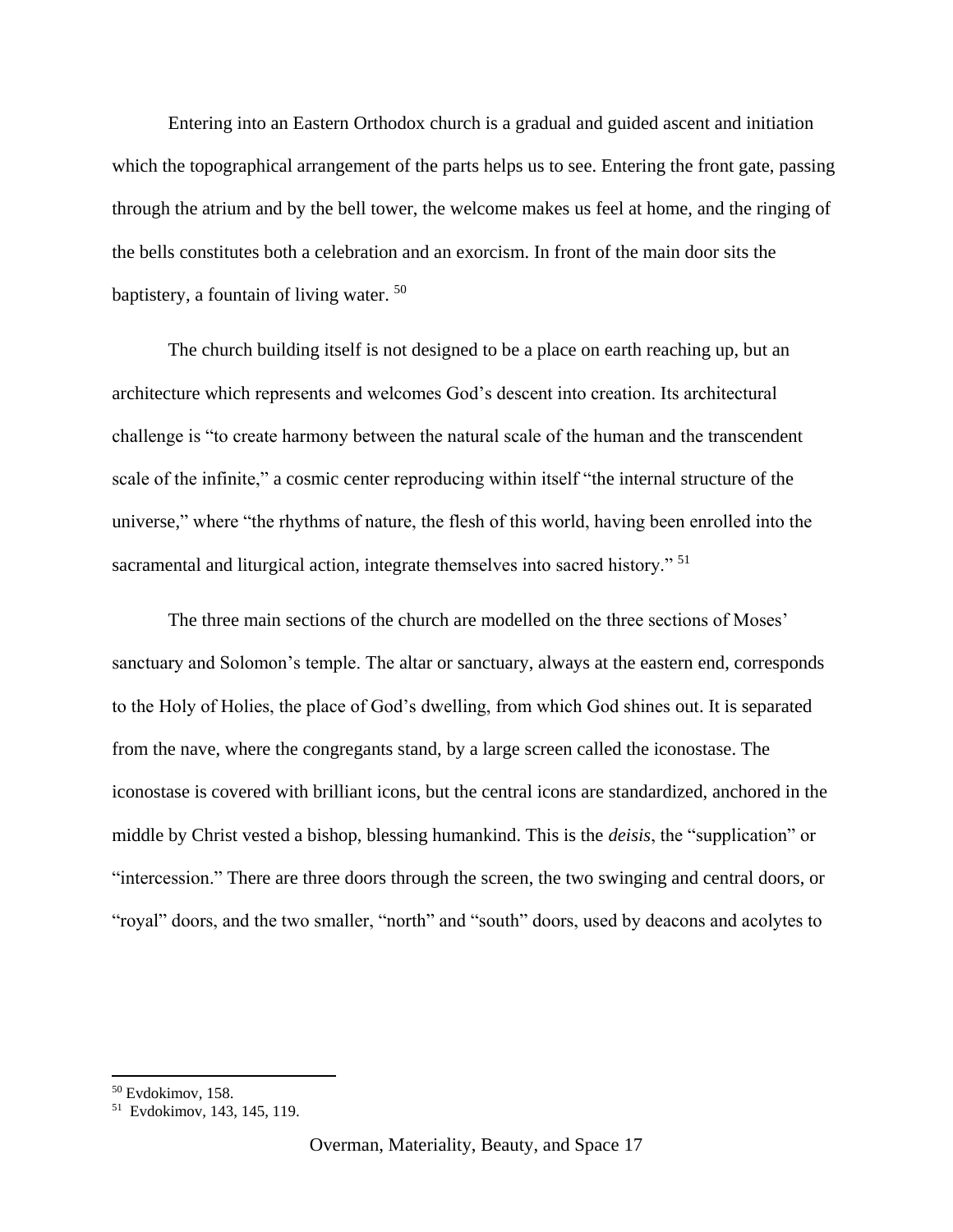Entering into an Eastern Orthodox church is a gradual and guided ascent and initiation which the topographical arrangement of the parts helps us to see. Entering the front gate, passing through the atrium and by the bell tower, the welcome makes us feel at home, and the ringing of the bells constitutes both a celebration and an exorcism. In front of the main door sits the baptistery, a fountain of living water. [50]

The church building itself is not designed to be a place on earth reaching up, but an architecture which represents and welcomes God's descent into creation. Its architectural challenge is "to create harmony between the natural scale of the human and the transcendent scale of the infinite," a cosmic center reproducing within itself "the internal structure of the universe," where "the rhythms of nature, the flesh of this world, having been enrolled into the sacramental and liturgical action, integrate themselves into sacred history." [51]

The three main sections of the church are modelled on the three sections of Moses' sanctuary and Solomon's temple. The altar or sanctuary, always at the eastern end, corresponds to the Holy of Holies, the place of God's dwelling, from which God shines out. It is separated from the nave, where the congregants stand, by a large screen called the iconostase. The iconostase is covered with brilliant icons, but the central icons are standardized, anchored in the middle by Christ vested a bishop, blessing humankind. This is the *deisis*, the "supplication" or "intercession." There are three doors through the screen, the two swinging and central doors, or "royal" doors, and the two smaller, "north" and "south" doors, used by deacons and acolytes to

[50] Evdokimov, 158.

[51] Evdokimov, 143, 145, 119.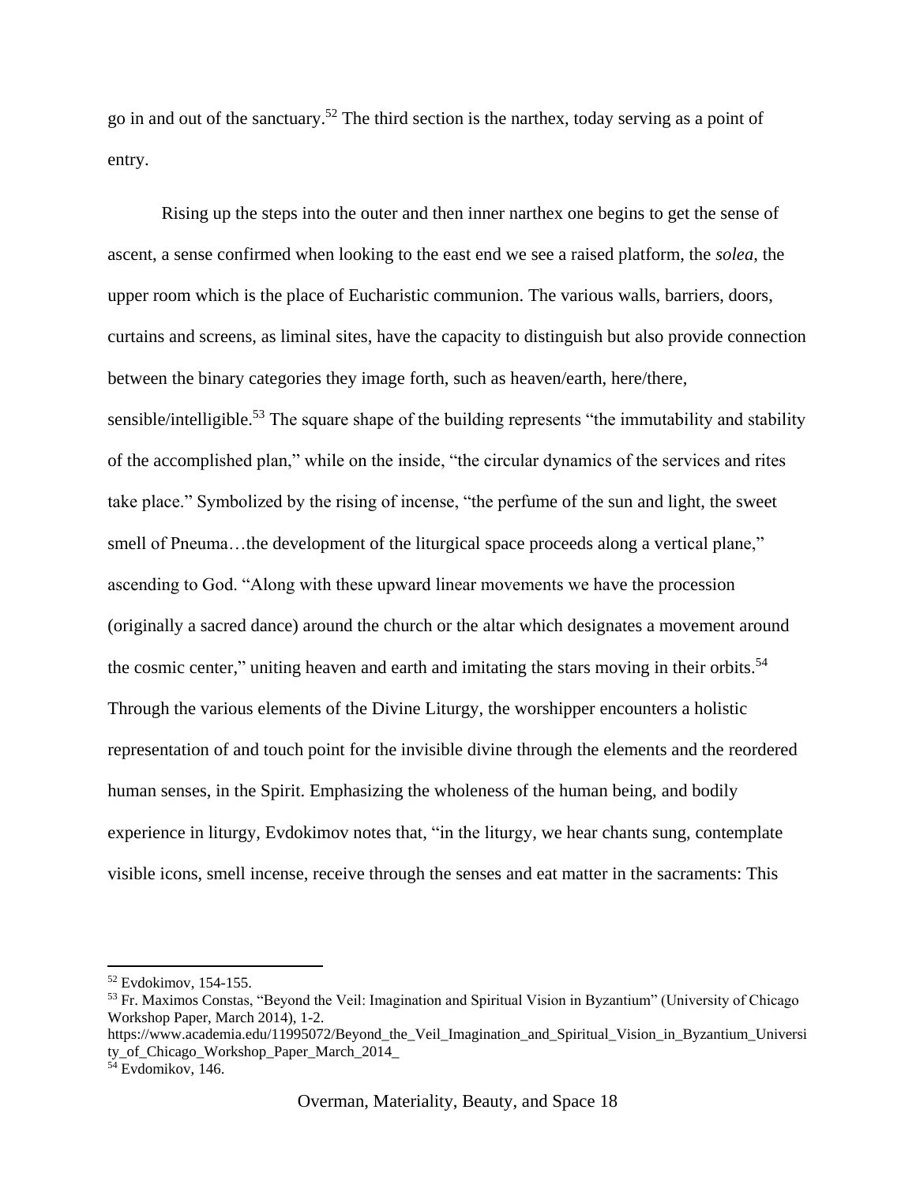go in and out of the sanctuary.[52] The third section is the narthex, today serving as a point of entry.

Rising up the steps into the outer and then inner narthex one begins to get the sense of ascent, a sense confirmed when looking to the east end we see a raised platform, the *solea*, the upper room which is the place of Eucharistic communion. The various walls, barriers, doors, curtains and screens, as liminal sites, have the capacity to distinguish but also provide connection between the binary categories they image forth, such as heaven/earth, here/there, sensible/intelligible.[53] The square shape of the building represents "the immutability and stability of the accomplished plan," while on the inside, "the circular dynamics of the services and rites take place." Symbolized by the rising of incense, "the perfume of the sun and light, the sweet smell of Pneuma…the development of the liturgical space proceeds along a vertical plane," ascending to God. "Along with these upward linear movements we have the procession (originally a sacred dance) around the church or the altar which designates a movement around the cosmic center," uniting heaven and earth and imitating the stars moving in their orbits.[54] Through the various elements of the Divine Liturgy, the worshipper encounters a holistic representation of and touch point for the invisible divine through the elements and the reordered human senses, in the Spirit. Emphasizing the wholeness of the human being, and bodily experience in liturgy, Evdokimov notes that, "in the liturgy, we hear chants sung, contemplate visible icons, smell incense, receive through the senses and eat matter in the sacraments: This

---

[52] Evdokimov, 154-155.

[53] Fr. Maximos Constas, "Beyond the Veil: Imagination and Spiritual Vision in Byzantium" (University of Chicago Workshop Paper, March 2014), 1-2. https://www.academia.edu/11995072/Beyond_the_Veil_Imagination_and_Spiritual_Vision_in_Byzantium_University_of_Chicago_Workshop_Paper_March_2014_

[54] Evdomikov, 146.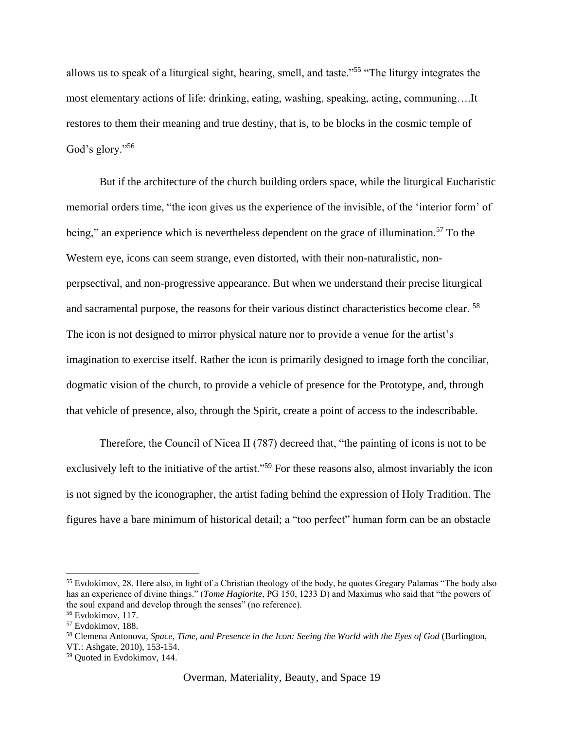allows us to speak of a liturgical sight, hearing, smell, and taste."[55] "The liturgy integrates the most elementary actions of life: drinking, eating, washing, speaking, acting, communing….It restores to them their meaning and true destiny, that is, to be blocks in the cosmic temple of God's glory."[56]

But if the architecture of the church building orders space, while the liturgical Eucharistic memorial orders time, "the icon gives us the experience of the invisible, of the 'interior form' of being," an experience which is nevertheless dependent on the grace of illumination.[57] To the Western eye, icons can seem strange, even distorted, with their non-naturalistic, non-perpsectival, and non-progressive appearance. But when we understand their precise liturgical and sacramental purpose, the reasons for their various distinct characteristics become clear. [58] The icon is not designed to mirror physical nature nor to provide a venue for the artist's imagination to exercise itself. Rather the icon is primarily designed to image forth the conciliar, dogmatic vision of the church, to provide a vehicle of presence for the Prototype, and, through that vehicle of presence, also, through the Spirit, create a point of access to the indescribable.

Therefore, the Council of Nicea II (787) decreed that, "the painting of icons is not to be exclusively left to the initiative of the artist."[59] For these reasons also, almost invariably the icon is not signed by the iconographer, the artist fading behind the expression of Holy Tradition. The figures have a bare minimum of historical detail; a "too perfect" human form can be an obstacle

---

[55] Evdokimov, 28. Here also, in light of a Christian theology of the body, he quotes Gregary Palamas "The body also has an experience of divine things." (*Tome Hagiorite*, PG 150, 1233 D) and Maximus who said that "the powers of the soul expand and develop through the senses" (no reference).

[56] Evdokimov, 117.

[57] Evdokimov, 188.

[58] Clemena Antonova, *Space, Time, and Presence in the Icon: Seeing the World with the Eyes of God* (Burlington, VT.: Ashgate, 2010), 153-154.

[59] Quoted in Evdokimov, 144.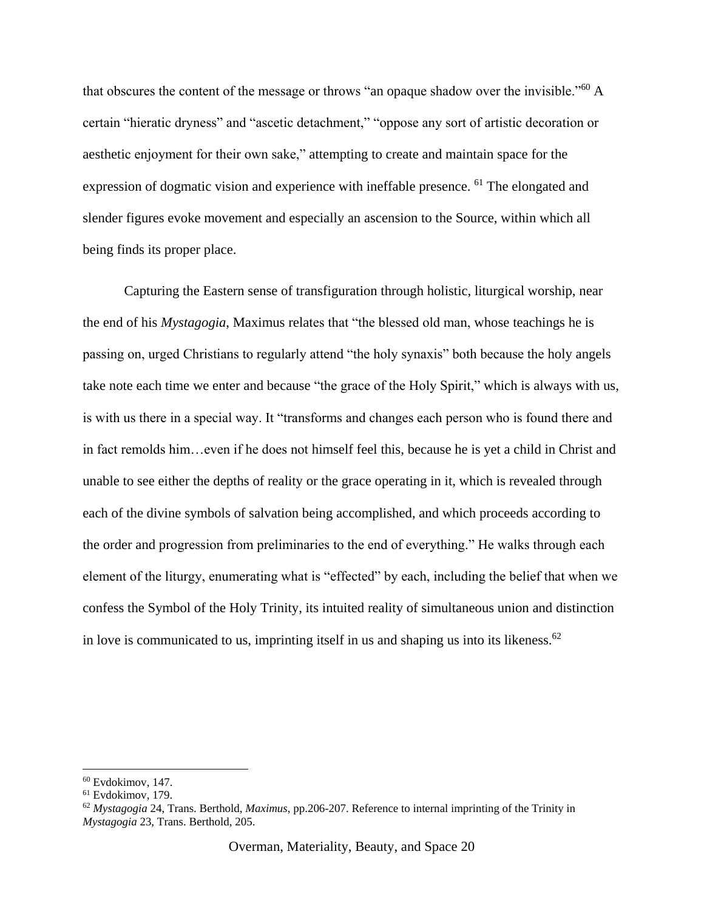that obscures the content of the message or throws "an opaque shadow over the invisible."[60] A certain "hieratic dryness" and "ascetic detachment," "oppose any sort of artistic decoration or aesthetic enjoyment for their own sake," attempting to create and maintain space for the expression of dogmatic vision and experience with ineffable presence. [61] The elongated and slender figures evoke movement and especially an ascension to the Source, within which all being finds its proper place.

Capturing the Eastern sense of transfiguration through holistic, liturgical worship, near the end of his *Mystagogia*, Maximus relates that "the blessed old man, whose teachings he is passing on, urged Christians to regularly attend "the holy synaxis" both because the holy angels take note each time we enter and because "the grace of the Holy Spirit," which is always with us, is with us there in a special way. It "transforms and changes each person who is found there and in fact remolds him…even if he does not himself feel this, because he is yet a child in Christ and unable to see either the depths of reality or the grace operating in it, which is revealed through each of the divine symbols of salvation being accomplished, and which proceeds according to the order and progression from preliminaries to the end of everything." He walks through each element of the liturgy, enumerating what is "effected" by each, including the belief that when we confess the Symbol of the Holy Trinity, its intuited reality of simultaneous union and distinction in love is communicated to us, imprinting itself in us and shaping us into its likeness.[62]

---

[60] Evdokimov, 147.

[61] Evdokimov, 179.

[62] *Mystagogia* 24, Trans. Berthold, *Maximus*, pp.206-207. Reference to internal imprinting of the Trinity in *Mystagogia* 23, Trans. Berthold, 205.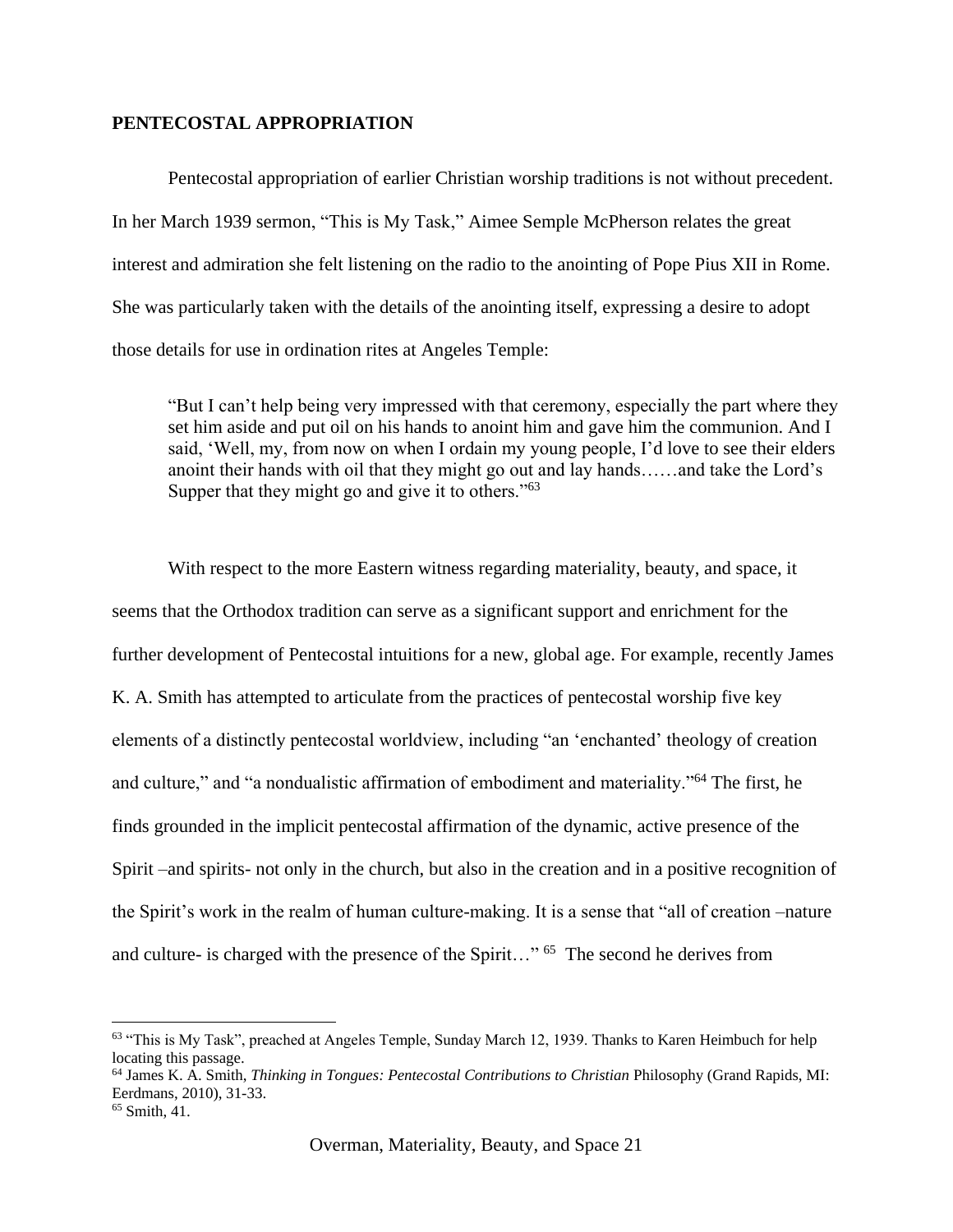**PENTECOSTAL APPROPRIATION**

Pentecostal appropriation of earlier Christian worship traditions is not without precedent. In her March 1939 sermon, "This is My Task," Aimee Semple McPherson relates the great interest and admiration she felt listening on the radio to the anointing of Pope Pius XII in Rome. She was particularly taken with the details of the anointing itself, expressing a desire to adopt those details for use in ordination rites at Angeles Temple:

> "But I can't help being very impressed with that ceremony, especially the part where they set him aside and put oil on his hands to anoint him and gave him the communion. And I said, 'Well, my, from now on when I ordain my young people, I'd love to see their elders anoint their hands with oil that they might go out and lay hands……and take the Lord's Supper that they might go and give it to others."[63]

With respect to the more Eastern witness regarding materiality, beauty, and space, it seems that the Orthodox tradition can serve as a significant support and enrichment for the further development of Pentecostal intuitions for a new, global age. For example, recently James K. A. Smith has attempted to articulate from the practices of pentecostal worship five key elements of a distinctly pentecostal worldview, including "an 'enchanted' theology of creation and culture," and "a nondualistic affirmation of embodiment and materiality."[64] The first, he finds grounded in the implicit pentecostal affirmation of the dynamic, active presence of the Spirit –and spirits- not only in the church, but also in the creation and in a positive recognition of the Spirit's work in the realm of human culture-making. It is a sense that "all of creation –nature and culture- is charged with the presence of the Spirit…" [65] The second he derives from

---

[63] "This is My Task", preached at Angeles Temple, Sunday March 12, 1939. Thanks to Karen Heimbuch for help locating this passage.

[64] James K. A. Smith, *Thinking in Tongues: Pentecostal Contributions to Christian* Philosophy (Grand Rapids, MI: Eerdmans, 2010), 31-33.

[65] Smith, 41.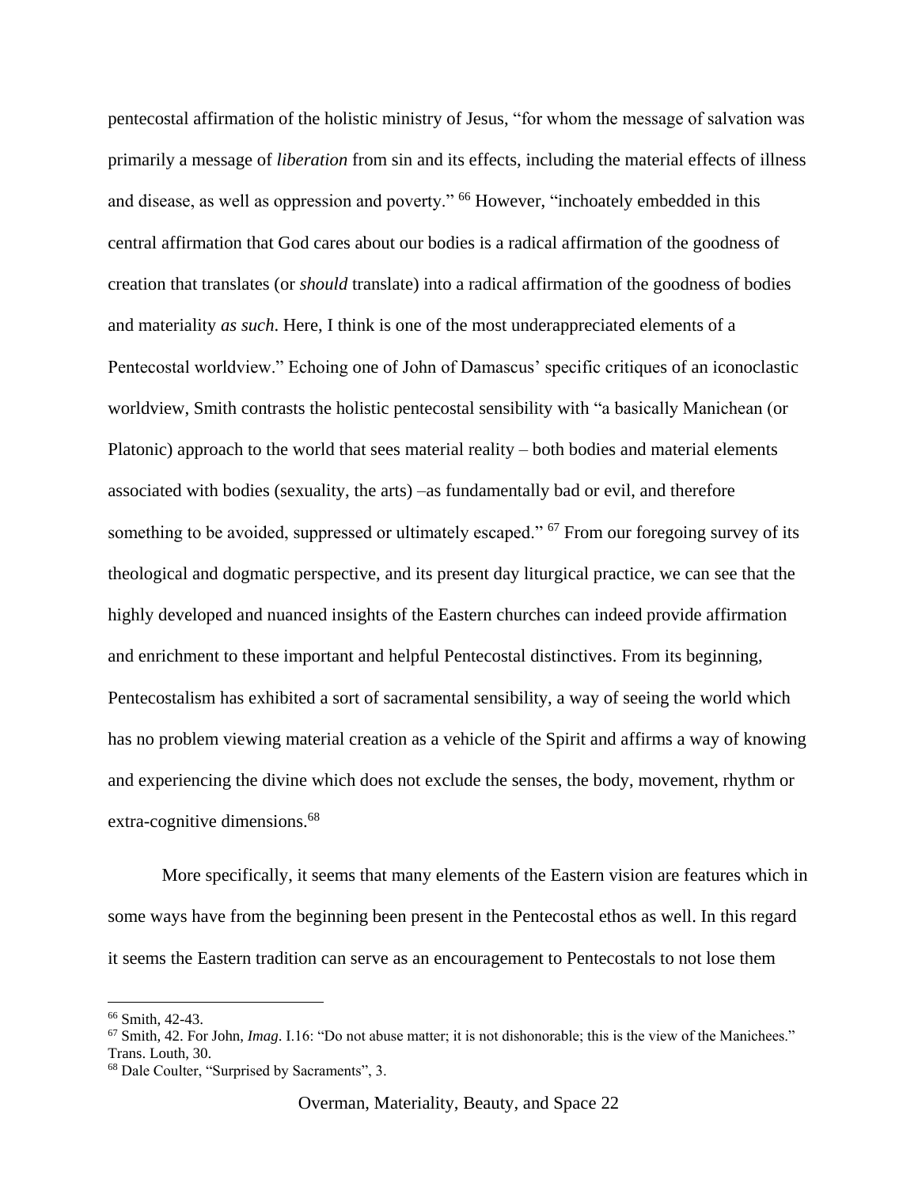pentecostal affirmation of the holistic ministry of Jesus, "for whom the message of salvation was primarily a message of *liberation* from sin and its effects, including the material effects of illness and disease, as well as oppression and poverty." [66] However, "inchoately embedded in this central affirmation that God cares about our bodies is a radical affirmation of the goodness of creation that translates (or *should* translate) into a radical affirmation of the goodness of bodies and materiality *as such*. Here, I think is one of the most underappreciated elements of a Pentecostal worldview." Echoing one of John of Damascus' specific critiques of an iconoclastic worldview, Smith contrasts the holistic pentecostal sensibility with "a basically Manichean (or Platonic) approach to the world that sees material reality – both bodies and material elements associated with bodies (sexuality, the arts) –as fundamentally bad or evil, and therefore something to be avoided, suppressed or ultimately escaped." [67] From our foregoing survey of its theological and dogmatic perspective, and its present day liturgical practice, we can see that the highly developed and nuanced insights of the Eastern churches can indeed provide affirmation and enrichment to these important and helpful Pentecostal distinctives. From its beginning, Pentecostalism has exhibited a sort of sacramental sensibility, a way of seeing the world which has no problem viewing material creation as a vehicle of the Spirit and affirms a way of knowing and experiencing the divine which does not exclude the senses, the body, movement, rhythm or extra-cognitive dimensions.[68]

More specifically, it seems that many elements of the Eastern vision are features which in some ways have from the beginning been present in the Pentecostal ethos as well. In this regard it seems the Eastern tradition can serve as an encouragement to Pentecostals to not lose them

---

[66] Smith, 42-43.

[67] Smith, 42. For John, *Imag*. I.16: "Do not abuse matter; it is not dishonorable; this is the view of the Manichees." Trans. Louth, 30.

[68] Dale Coulter, "Surprised by Sacraments", 3.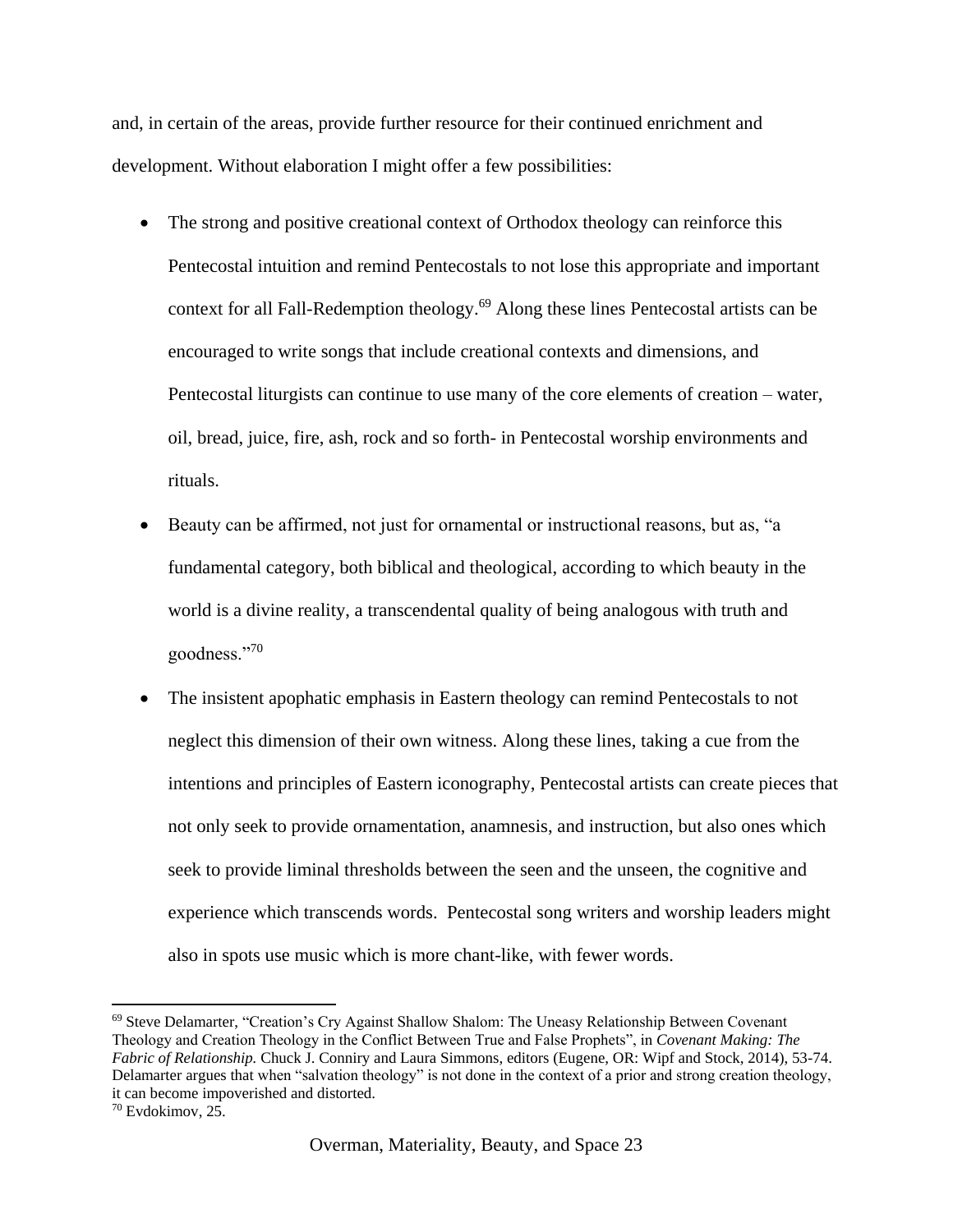and, in certain of the areas, provide further resource for their continued enrichment and development. Without elaboration I might offer a few possibilities:

- The strong and positive creational context of Orthodox theology can reinforce this Pentecostal intuition and remind Pentecostals to not lose this appropriate and important context for all Fall-Redemption theology.[69] Along these lines Pentecostal artists can be encouraged to write songs that include creational contexts and dimensions, and Pentecostal liturgists can continue to use many of the core elements of creation – water, oil, bread, juice, fire, ash, rock and so forth- in Pentecostal worship environments and rituals.
- Beauty can be affirmed, not just for ornamental or instructional reasons, but as, "a fundamental category, both biblical and theological, according to which beauty in the world is a divine reality, a transcendental quality of being analogous with truth and goodness."[70]
- The insistent apophatic emphasis in Eastern theology can remind Pentecostals to not neglect this dimension of their own witness. Along these lines, taking a cue from the intentions and principles of Eastern iconography, Pentecostal artists can create pieces that not only seek to provide ornamentation, anamnesis, and instruction, but also ones which seek to provide liminal thresholds between the seen and the unseen, the cognitive and experience which transcends words. Pentecostal song writers and worship leaders might also in spots use music which is more chant-like, with fewer words.

---

[69] Steve Delamarter, "Creation's Cry Against Shallow Shalom: The Uneasy Relationship Between Covenant Theology and Creation Theology in the Conflict Between True and False Prophets", in *Covenant Making: The Fabric of Relationship.* Chuck J. Conniry and Laura Simmons, editors (Eugene, OR: Wipf and Stock, 2014), 53-74. Delamarter argues that when "salvation theology" is not done in the context of a prior and strong creation theology, it can become impoverished and distorted.

[70] Evdokimov, 25.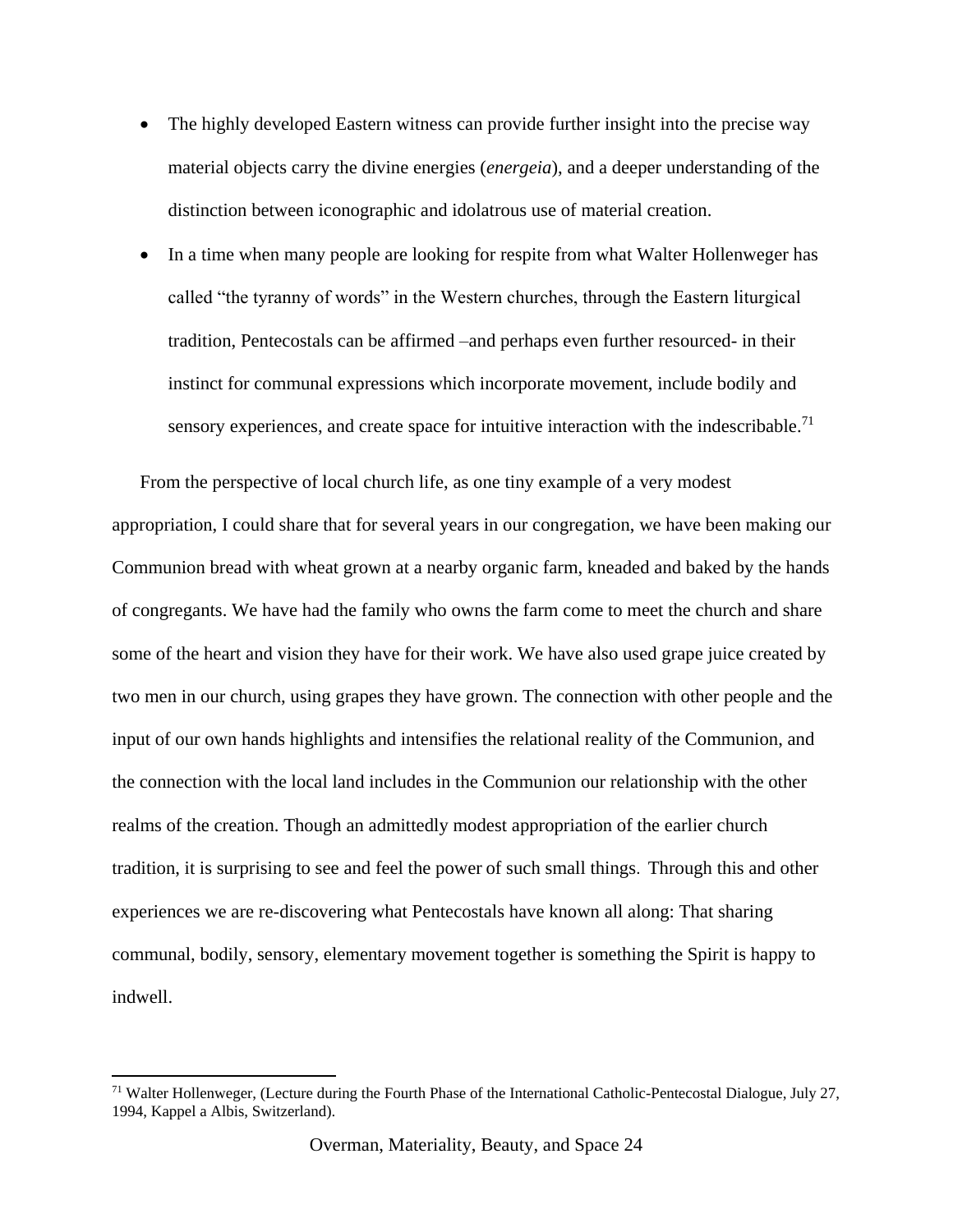- The highly developed Eastern witness can provide further insight into the precise way material objects carry the divine energies (*energeia*), and a deeper understanding of the distinction between iconographic and idolatrous use of material creation.
- In a time when many people are looking for respite from what Walter Hollenweger has called "the tyranny of words" in the Western churches, through the Eastern liturgical tradition, Pentecostals can be affirmed –and perhaps even further resourced- in their instinct for communal expressions which incorporate movement, include bodily and sensory experiences, and create space for intuitive interaction with the indescribable.[71]

From the perspective of local church life, as one tiny example of a very modest appropriation, I could share that for several years in our congregation, we have been making our Communion bread with wheat grown at a nearby organic farm, kneaded and baked by the hands of congregants. We have had the family who owns the farm come to meet the church and share some of the heart and vision they have for their work. We have also used grape juice created by two men in our church, using grapes they have grown. The connection with other people and the input of our own hands highlights and intensifies the relational reality of the Communion, and the connection with the local land includes in the Communion our relationship with the other realms of the creation. Though an admittedly modest appropriation of the earlier church tradition, it is surprising to see and feel the power of such small things. Through this and other experiences we are re-discovering what Pentecostals have known all along: That sharing communal, bodily, sensory, elementary movement together is something the Spirit is happy to indwell.

[71] Walter Hollenweger, (Lecture during the Fourth Phase of the International Catholic-Pentecostal Dialogue, July 27, 1994, Kappel a Albis, Switzerland).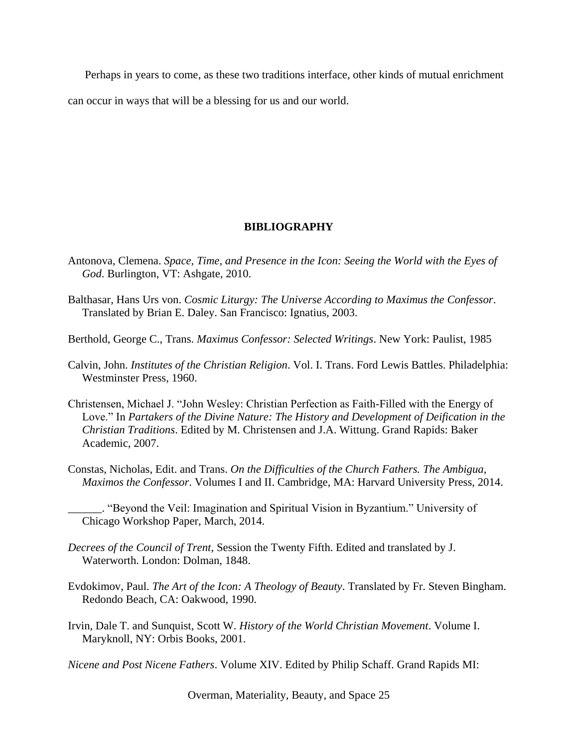Perhaps in years to come, as these two traditions interface, other kinds of mutual enrichment can occur in ways that will be a blessing for us and our world.

## BIBLIOGRAPHY

Antonova, Clemena. *Space, Time, and Presence in the Icon: Seeing the World with the Eyes of God*. Burlington, VT: Ashgate, 2010.

Balthasar, Hans Urs von. *Cosmic Liturgy: The Universe According to Maximus the Confessor*. Translated by Brian E. Daley. San Francisco: Ignatius, 2003.

Berthold, George C., Trans. *Maximus Confessor: Selected Writings*. New York: Paulist, 1985

Calvin, John. *Institutes of the Christian Religion*. Vol. I. Trans. Ford Lewis Battles. Philadelphia: Westminster Press, 1960.

Christensen, Michael J. "John Wesley: Christian Perfection as Faith-Filled with the Energy of Love." In *Partakers of the Divine Nature: The History and Development of Deification in the Christian Traditions*. Edited by M. Christensen and J.A. Wittung. Grand Rapids: Baker Academic, 2007.

Constas, Nicholas, Edit. and Trans. *On the Difficulties of the Church Fathers. The Ambigua, Maximos the Confessor.* Volumes I and II. Cambridge, MA: Harvard University Press, 2014.

______. "Beyond the Veil: Imagination and Spiritual Vision in Byzantium." University of Chicago Workshop Paper, March, 2014.

*Decrees of the Council of Trent*, Session the Twenty Fifth. Edited and translated by J. Waterworth. London: Dolman, 1848.

Evdokimov, Paul. *The Art of the Icon: A Theology of Beauty*. Translated by Fr. Steven Bingham. Redondo Beach, CA: Oakwood, 1990.

Irvin, Dale T. and Sunquist, Scott W. *History of the World Christian Movement*. Volume I. Maryknoll, NY: Orbis Books, 2001.

*Nicene and Post Nicene Fathers*. Volume XIV. Edited by Philip Schaff. Grand Rapids MI: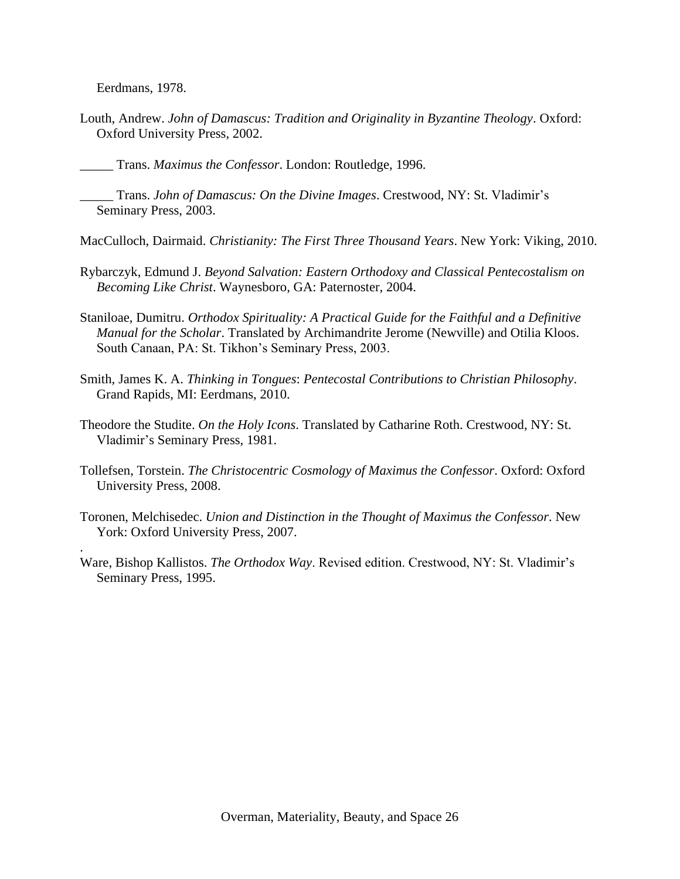Eerdmans, 1978.

Louth, Andrew. *John of Damascus: Tradition and Originality in Byzantine Theology*. Oxford: Oxford University Press, 2002.

_____ Trans. *Maximus the Confessor*. London: Routledge, 1996.

_____ Trans. *John of Damascus: On the Divine Images*. Crestwood, NY: St. Vladimir's Seminary Press, 2003.

MacCulloch, Dairmaid. *Christianity: The First Three Thousand Years*. New York: Viking, 2010.

Rybarczyk, Edmund J. *Beyond Salvation: Eastern Orthodoxy and Classical Pentecostalism on Becoming Like Christ*. Waynesboro, GA: Paternoster, 2004.

Staniloae, Dumitru. *Orthodox Spirituality: A Practical Guide for the Faithful and a Definitive Manual for the Scholar*. Translated by Archimandrite Jerome (Newville) and Otilia Kloos. South Canaan, PA: St. Tikhon's Seminary Press, 2003.

Smith, James K. A. *Thinking in Tongues*: *Pentecostal Contributions to Christian Philosophy*. Grand Rapids, MI: Eerdmans, 2010.

Theodore the Studite. *On the Holy Icons*. Translated by Catharine Roth. Crestwood, NY: St. Vladimir's Seminary Press, 1981.

Tollefsen, Torstein. *The Christocentric Cosmology of Maximus the Confessor*. Oxford: Oxford University Press, 2008.

Toronen, Melchisedec. *Union and Distinction in the Thought of Maximus the Confessor*. New York: Oxford University Press, 2007.

.

Ware, Bishop Kallistos. *The Orthodox Way*. Revised edition. Crestwood, NY: St. Vladimir's Seminary Press, 1995.